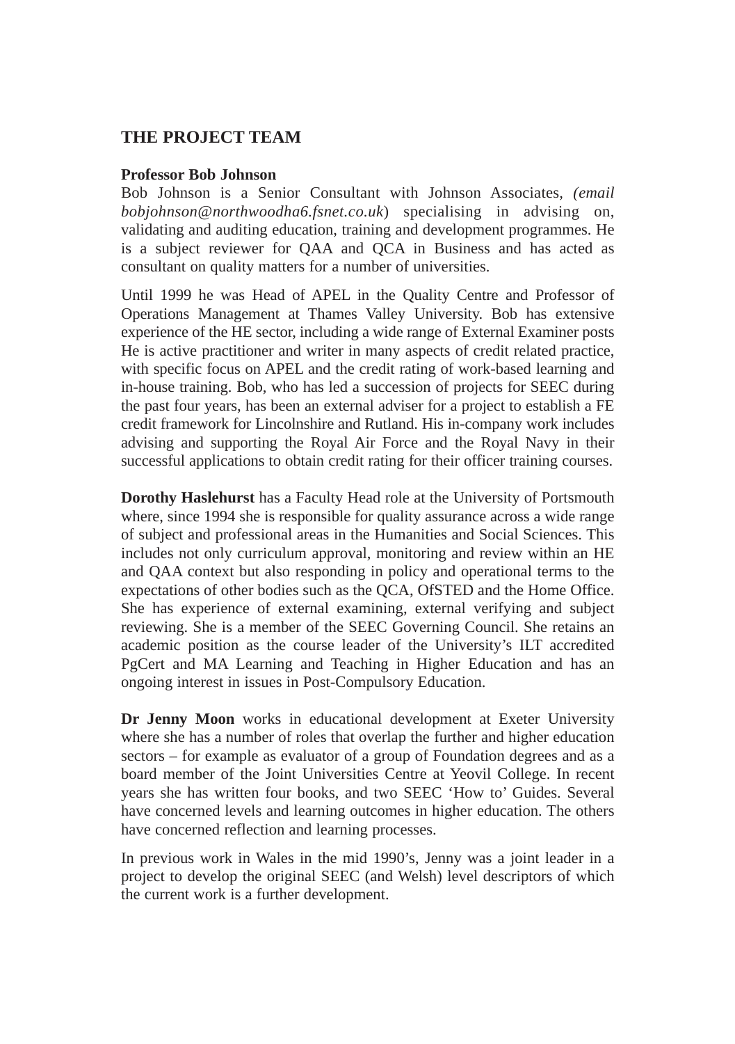## THE PROJECT TEAM

**Professor Bob Johnson**
Bob Johnson is a Senior Consultant with Johnson Associates, *(email bobjohnson@northwoodha6.fsnet.co.uk*) specialising in advising on, validating and auditing education, training and development programmes. He is a subject reviewer for QAA and QCA in Business and has acted as consultant on quality matters for a number of universities.

Until 1999 he was Head of APEL in the Quality Centre and Professor of Operations Management at Thames Valley University. Bob has extensive experience of the HE sector, including a wide range of External Examiner posts He is active practitioner and writer in many aspects of credit related practice, with specific focus on APEL and the credit rating of work-based learning and in-house training. Bob, who has led a succession of projects for SEEC during the past four years, has been an external adviser for a project to establish a FE credit framework for Lincolnshire and Rutland. His in-company work includes advising and supporting the Royal Air Force and the Royal Navy in their successful applications to obtain credit rating for their officer training courses.

**Dorothy Haslehurst** has a Faculty Head role at the University of Portsmouth where, since 1994 she is responsible for quality assurance across a wide range of subject and professional areas in the Humanities and Social Sciences. This includes not only curriculum approval, monitoring and review within an HE and QAA context but also responding in policy and operational terms to the expectations of other bodies such as the QCA, OfSTED and the Home Office. She has experience of external examining, external verifying and subject reviewing. She is a member of the SEEC Governing Council. She retains an academic position as the course leader of the University's ILT accredited PgCert and MA Learning and Teaching in Higher Education and has an ongoing interest in issues in Post-Compulsory Education.

**Dr Jenny Moon** works in educational development at Exeter University where she has a number of roles that overlap the further and higher education sectors – for example as evaluator of a group of Foundation degrees and as a board member of the Joint Universities Centre at Yeovil College. In recent years she has written four books, and two SEEC 'How to' Guides. Several have concerned levels and learning outcomes in higher education. The others have concerned reflection and learning processes.

In previous work in Wales in the mid 1990's, Jenny was a joint leader in a project to develop the original SEEC (and Welsh) level descriptors of which the current work is a further development.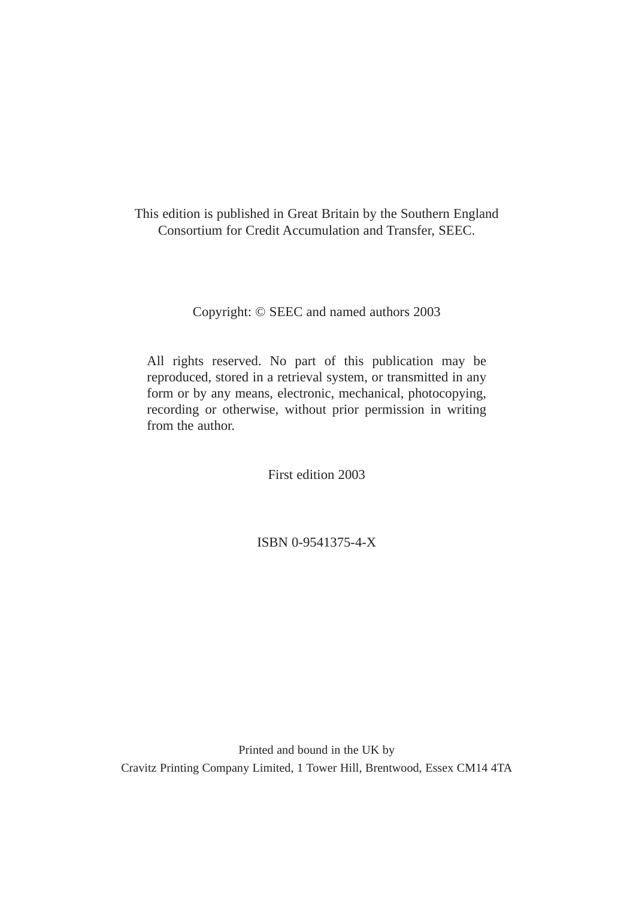This edition is published in Great Britain by the Southern England Consortium for Credit Accumulation and Transfer, SEEC.

Copyright: © SEEC and named authors 2003

All rights reserved. No part of this publication may be reproduced, stored in a retrieval system, or transmitted in any form or by any means, electronic, mechanical, photocopying, recording or otherwise, without prior permission in writing from the author.

First edition 2003

ISBN 0-9541375-4-X

Printed and bound in the UK by
Cravitz Printing Company Limited, 1 Tower Hill, Brentwood, Essex CM14 4TA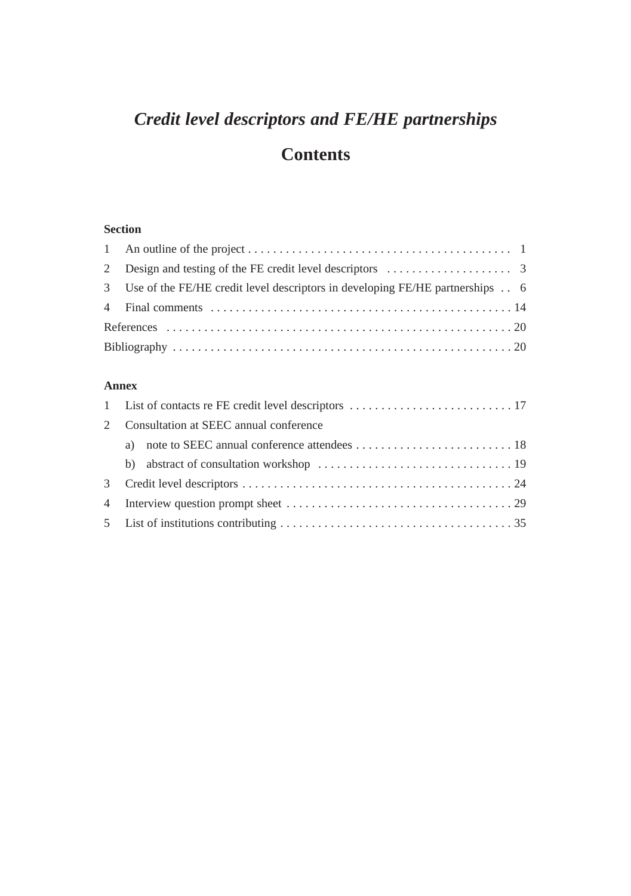# *Credit level descriptors and FE/HE partnerships*

# Contents

**Section**

| | | |
|---|---|---|
| 1 | An outline of the project | 1 |
| 2 | Design and testing of the FE credit level descriptors | 3 |
| 3 | Use of the FE/HE credit level descriptors in developing FE/HE partnerships | 6 |
| 4 | Final comments | 14 |
| References | | 20 |
| Bibliography | | 20 |

**Annex**

| | | |
|---|---|---|
| 1 | List of contacts re FE credit level descriptors | 17 |
| 2 | Consultation at SEEC annual conference | |
| | a) note to SEEC annual conference attendees | 18 |
| | b) abstract of consultation workshop | 19 |
| 3 | Credit level descriptors | 24 |
| 4 | Interview question prompt sheet | 29 |
| 5 | List of institutions contributing | 35 |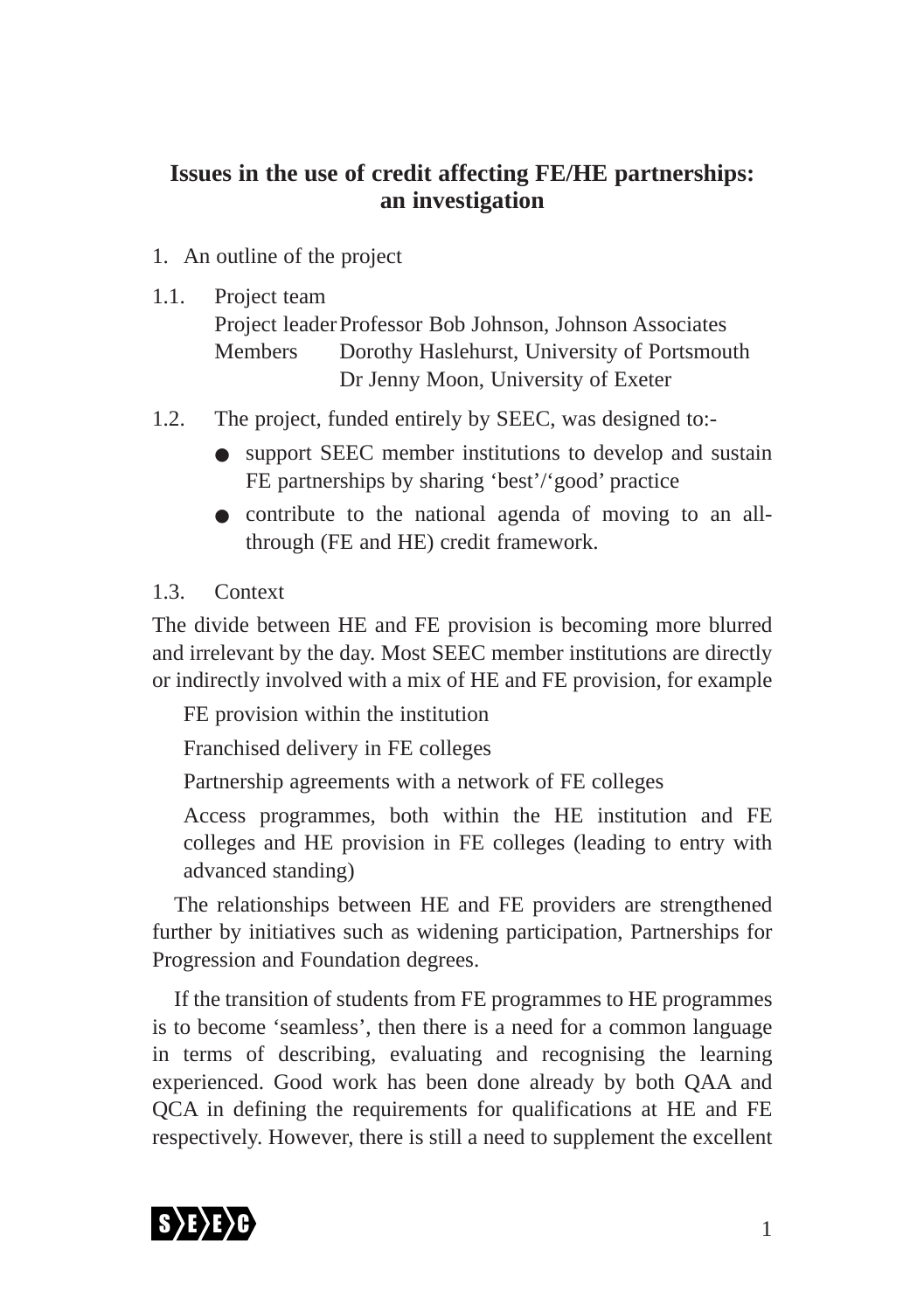# Issues in the use of credit affecting FE/HE partnerships: an investigation

## 1. An outline of the project

### 1.1. Project team

Project leader Professor Bob Johnson, Johnson Associates

Members Dorothy Haslehurst, University of Portsmouth

Dr Jenny Moon, University of Exeter

### 1.2. The project, funded entirely by SEEC, was designed to:-

- support SEEC member institutions to develop and sustain FE partnerships by sharing 'best'/'good' practice
- contribute to the national agenda of moving to an all-through (FE and HE) credit framework.

### 1.3. Context

The divide between HE and FE provision is becoming more blurred and irrelevant by the day. Most SEEC member institutions are directly or indirectly involved with a mix of HE and FE provision, for example

FE provision within the institution

Franchised delivery in FE colleges

Partnership agreements with a network of FE colleges

Access programmes, both within the HE institution and FE colleges and HE provision in FE colleges (leading to entry with advanced standing)

The relationships between HE and FE providers are strengthened further by initiatives such as widening participation, Partnerships for Progression and Foundation degrees.

If the transition of students from FE programmes to HE programmes is to become 'seamless', then there is a need for a common language in terms of describing, evaluating and recognising the learning experienced. Good work has been done already by both QAA and QCA in defining the requirements for qualifications at HE and FE respectively. However, there is still a need to supplement the excellent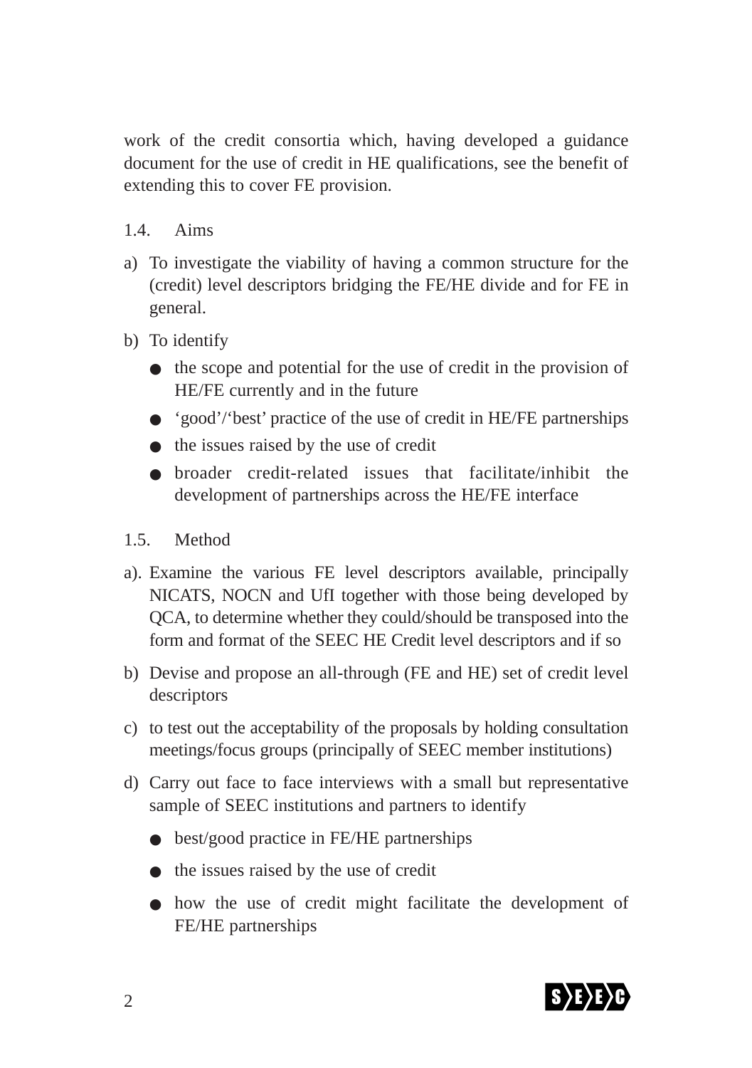work of the credit consortia which, having developed a guidance document for the use of credit in HE qualifications, see the benefit of extending this to cover FE provision.

### 1.4. Aims

a) To investigate the viability of having a common structure for the (credit) level descriptors bridging the FE/HE divide and for FE in general.

b) To identify
   - the scope and potential for the use of credit in the provision of HE/FE currently and in the future
   - ‘good’/‘best’ practice of the use of credit in HE/FE partnerships
   - the issues raised by the use of credit
   - broader credit-related issues that facilitate/inhibit the development of partnerships across the HE/FE interface

### 1.5. Method

a). Examine the various FE level descriptors available, principally NICATS, NOCN and UfI together with those being developed by QCA, to determine whether they could/should be transposed into the form and format of the SEEC HE Credit level descriptors and if so

b) Devise and propose an all-through (FE and HE) set of credit level descriptors

c) to test out the acceptability of the proposals by holding consultation meetings/focus groups (principally of SEEC member institutions)

d) Carry out face to face interviews with a small but representative sample of SEEC institutions and partners to identify
   - best/good practice in FE/HE partnerships
   - the issues raised by the use of credit
   - how the use of credit might facilitate the development of FE/HE partnerships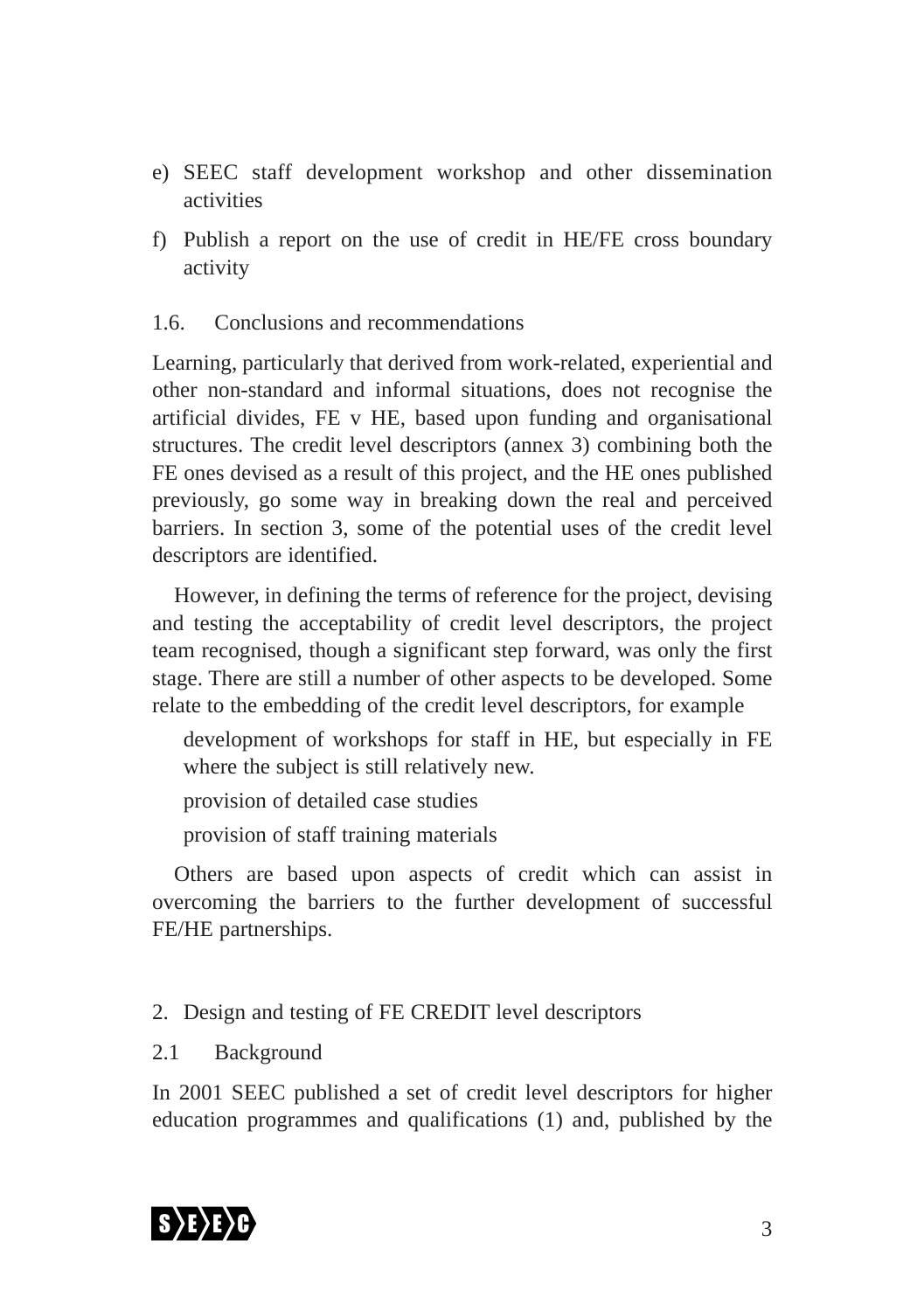e) SEEC staff development workshop and other dissemination activities

f) Publish a report on the use of credit in HE/FE cross boundary activity

### 1.6. Conclusions and recommendations

Learning, particularly that derived from work-related, experiential and other non-standard and informal situations, does not recognise the artificial divides, FE v HE, based upon funding and organisational structures. The credit level descriptors (annex 3) combining both the FE ones devised as a result of this project, and the HE ones published previously, go some way in breaking down the real and perceived barriers. In section 3, some of the potential uses of the credit level descriptors are identified.

However, in defining the terms of reference for the project, devising and testing the acceptability of credit level descriptors, the project team recognised, though a significant step forward, was only the first stage. There are still a number of other aspects to be developed. Some relate to the embedding of the credit level descriptors, for example

- development of workshops for staff in HE, but especially in FE where the subject is still relatively new.
- provision of detailed case studies
- provision of staff training materials

Others are based upon aspects of credit which can assist in overcoming the barriers to the further development of successful FE/HE partnerships.

## 2. Design and testing of FE CREDIT level descriptors

### 2.1 Background

In 2001 SEEC published a set of credit level descriptors for higher education programmes and qualifications (1) and, published by the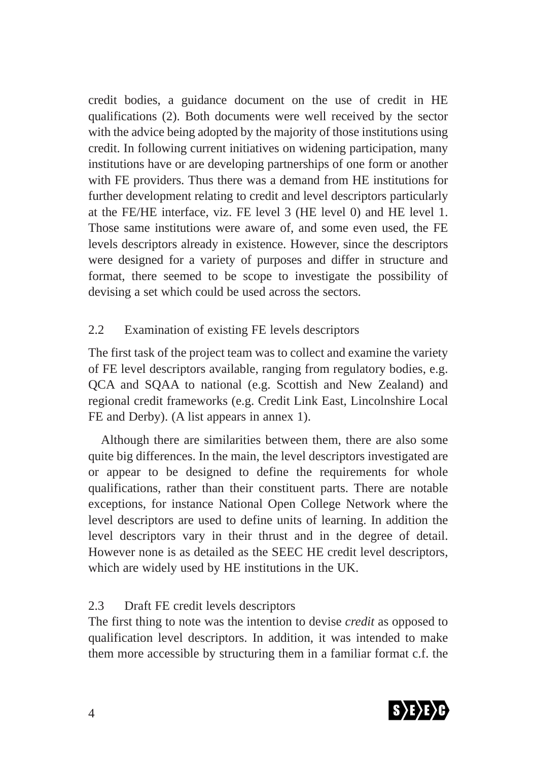credit bodies, a guidance document on the use of credit in HE qualifications (2). Both documents were well received by the sector with the advice being adopted by the majority of those institutions using credit. In following current initiatives on widening participation, many institutions have or are developing partnerships of one form or another with FE providers. Thus there was a demand from HE institutions for further development relating to credit and level descriptors particularly at the FE/HE interface, viz. FE level 3 (HE level 0) and HE level 1. Those same institutions were aware of, and some even used, the FE levels descriptors already in existence. However, since the descriptors were designed for a variety of purposes and differ in structure and format, there seemed to be scope to investigate the possibility of devising a set which could be used across the sectors.

### 2.2 Examination of existing FE levels descriptors

The first task of the project team was to collect and examine the variety of FE level descriptors available, ranging from regulatory bodies, e.g. QCA and SQAA to national (e.g. Scottish and New Zealand) and regional credit frameworks (e.g. Credit Link East, Lincolnshire Local FE and Derby). (A list appears in annex 1).

Although there are similarities between them, there are also some quite big differences. In the main, the level descriptors investigated are or appear to be designed to define the requirements for whole qualifications, rather than their constituent parts. There are notable exceptions, for instance National Open College Network where the level descriptors are used to define units of learning. In addition the level descriptors vary in their thrust and in the degree of detail. However none is as detailed as the SEEC HE credit level descriptors, which are widely used by HE institutions in the UK.

### 2.3 Draft FE credit levels descriptors

The first thing to note was the intention to devise *credit* as opposed to qualification level descriptors. In addition, it was intended to make them more accessible by structuring them in a familiar format c.f. the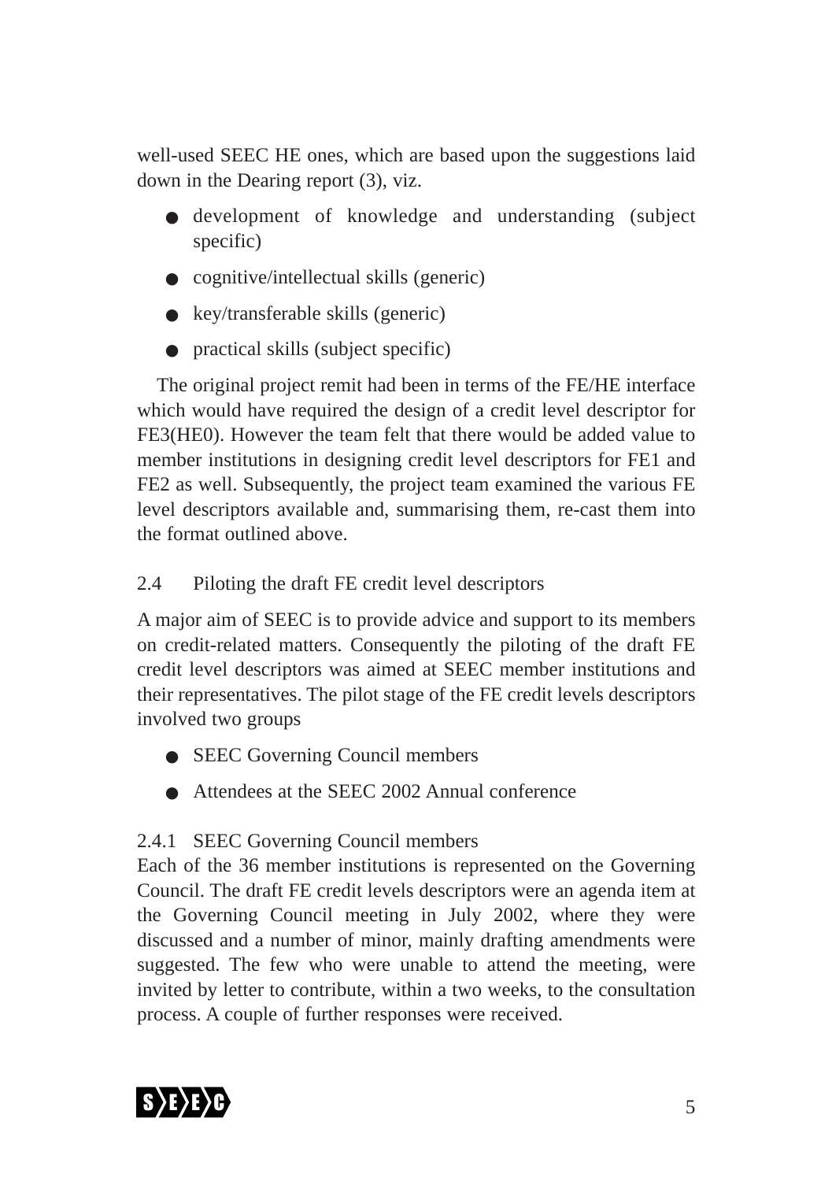well-used SEEC HE ones, which are based upon the suggestions laid down in the Dearing report (3), viz.

- development of knowledge and understanding (subject specific)
- cognitive/intellectual skills (generic)
- key/transferable skills (generic)
- practical skills (subject specific)

The original project remit had been in terms of the FE/HE interface which would have required the design of a credit level descriptor for FE3(HE0). However the team felt that there would be added value to member institutions in designing credit level descriptors for FE1 and FE2 as well. Subsequently, the project team examined the various FE level descriptors available and, summarising them, re-cast them into the format outlined above.

### 2.4 Piloting the draft FE credit level descriptors

A major aim of SEEC is to provide advice and support to its members on credit-related matters. Consequently the piloting of the draft FE credit level descriptors was aimed at SEEC member institutions and their representatives. The pilot stage of the FE credit levels descriptors involved two groups

- SEEC Governing Council members
- Attendees at the SEEC 2002 Annual conference

#### 2.4.1 SEEC Governing Council members

Each of the 36 member institutions is represented on the Governing Council. The draft FE credit levels descriptors were an agenda item at the Governing Council meeting in July 2002, where they were discussed and a number of minor, mainly drafting amendments were suggested. The few who were unable to attend the meeting, were invited by letter to contribute, within a two weeks, to the consultation process. A couple of further responses were received.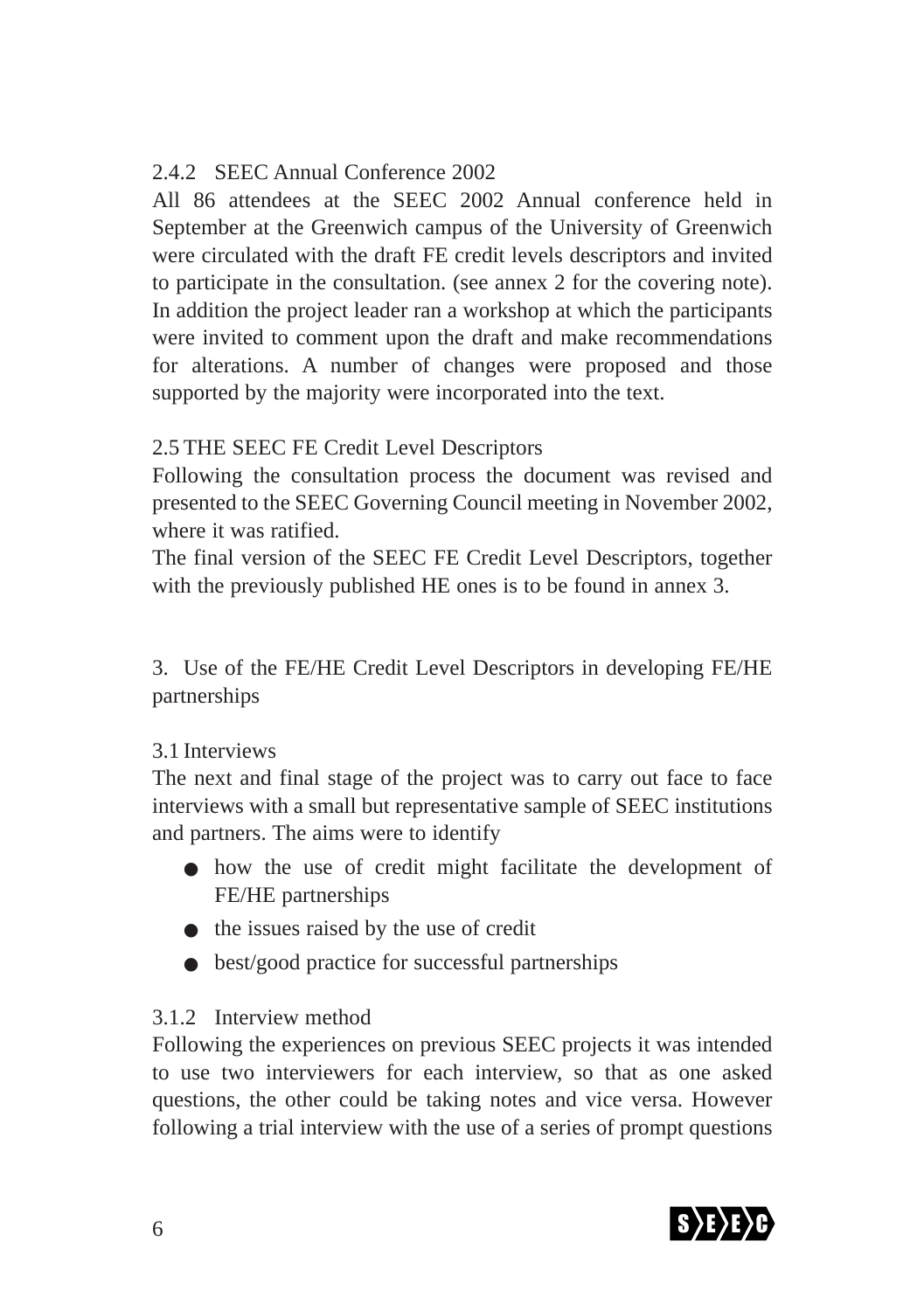### 2.4.2 SEEC Annual Conference 2002

All 86 attendees at the SEEC 2002 Annual conference held in September at the Greenwich campus of the University of Greenwich were circulated with the draft FE credit levels descriptors and invited to participate in the consultation. (see annex 2 for the covering note). In addition the project leader ran a workshop at which the participants were invited to comment upon the draft and make recommendations for alterations. A number of changes were proposed and those supported by the majority were incorporated into the text.

## 2.5 THE SEEC FE Credit Level Descriptors

Following the consultation process the document was revised and presented to the SEEC Governing Council meeting in November 2002, where it was ratified.

The final version of the SEEC FE Credit Level Descriptors, together with the previously published HE ones is to be found in annex 3.

# 3. Use of the FE/HE Credit Level Descriptors in developing FE/HE partnerships

## 3.1 Interviews

The next and final stage of the project was to carry out face to face interviews with a small but representative sample of SEEC institutions and partners. The aims were to identify

- how the use of credit might facilitate the development of FE/HE partnerships
- the issues raised by the use of credit
- best/good practice for successful partnerships

### 3.1.2 Interview method

Following the experiences on previous SEEC projects it was intended to use two interviewers for each interview, so that as one asked questions, the other could be taking notes and vice versa. However following a trial interview with the use of a series of prompt questions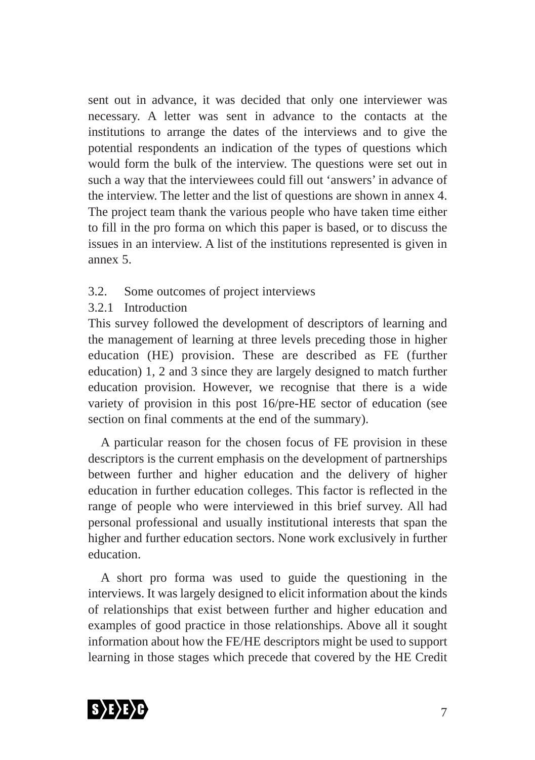sent out in advance, it was decided that only one interviewer was necessary. A letter was sent in advance to the contacts at the institutions to arrange the dates of the interviews and to give the potential respondents an indication of the types of questions which would form the bulk of the interview. The questions were set out in such a way that the interviewees could fill out 'answers' in advance of the interview. The letter and the list of questions are shown in annex 4. The project team thank the various people who have taken time either to fill in the pro forma on which this paper is based, or to discuss the issues in an interview. A list of the institutions represented is given in annex 5.

### 3.2. Some outcomes of project interviews

#### 3.2.1 Introduction

This survey followed the development of descriptors of learning and the management of learning at three levels preceding those in higher education (HE) provision. These are described as FE (further education) 1, 2 and 3 since they are largely designed to match further education provision. However, we recognise that there is a wide variety of provision in this post 16/pre-HE sector of education (see section on final comments at the end of the summary).

A particular reason for the chosen focus of FE provision in these descriptors is the current emphasis on the development of partnerships between further and higher education and the delivery of higher education in further education colleges. This factor is reflected in the range of people who were interviewed in this brief survey. All had personal professional and usually institutional interests that span the higher and further education sectors. None work exclusively in further education.

A short pro forma was used to guide the questioning in the interviews. It was largely designed to elicit information about the kinds of relationships that exist between further and higher education and examples of good practice in those relationships. Above all it sought information about how the FE/HE descriptors might be used to support learning in those stages which precede that covered by the HE Credit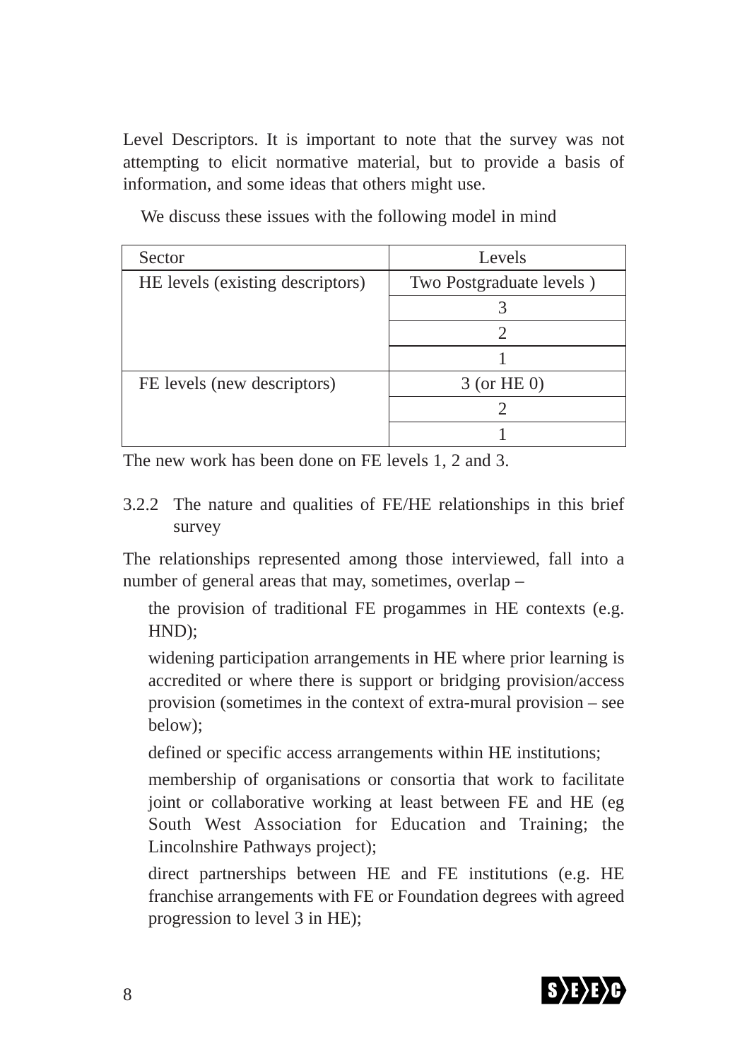Level Descriptors. It is important to note that the survey was not attempting to elicit normative material, but to provide a basis of information, and some ideas that others might use.

We discuss these issues with the following model in mind

| Sector | Levels |
|---|---|
| HE levels (existing descriptors) | Two Postgraduate levels ) |
| | 3 |
| | 2 |
| | 1 |
| FE levels (new descriptors) | 3 (or HE 0) |
| | 2 |
| | 1 |

The new work has been done on FE levels 1, 2 and 3.

### 3.2.2 The nature and qualities of FE/HE relationships in this brief survey

The relationships represented among those interviewed, fall into a number of general areas that may, sometimes, overlap –

the provision of traditional FE progammes in HE contexts (e.g. HND);

widening participation arrangements in HE where prior learning is accredited or where there is support or bridging provision/access provision (sometimes in the context of extra-mural provision – see below);

defined or specific access arrangements within HE institutions;

membership of organisations or consortia that work to facilitate joint or collaborative working at least between FE and HE (eg South West Association for Education and Training; the Lincolnshire Pathways project);

direct partnerships between HE and FE institutions (e.g. HE franchise arrangements with FE or Foundation degrees with agreed progression to level 3 in HE);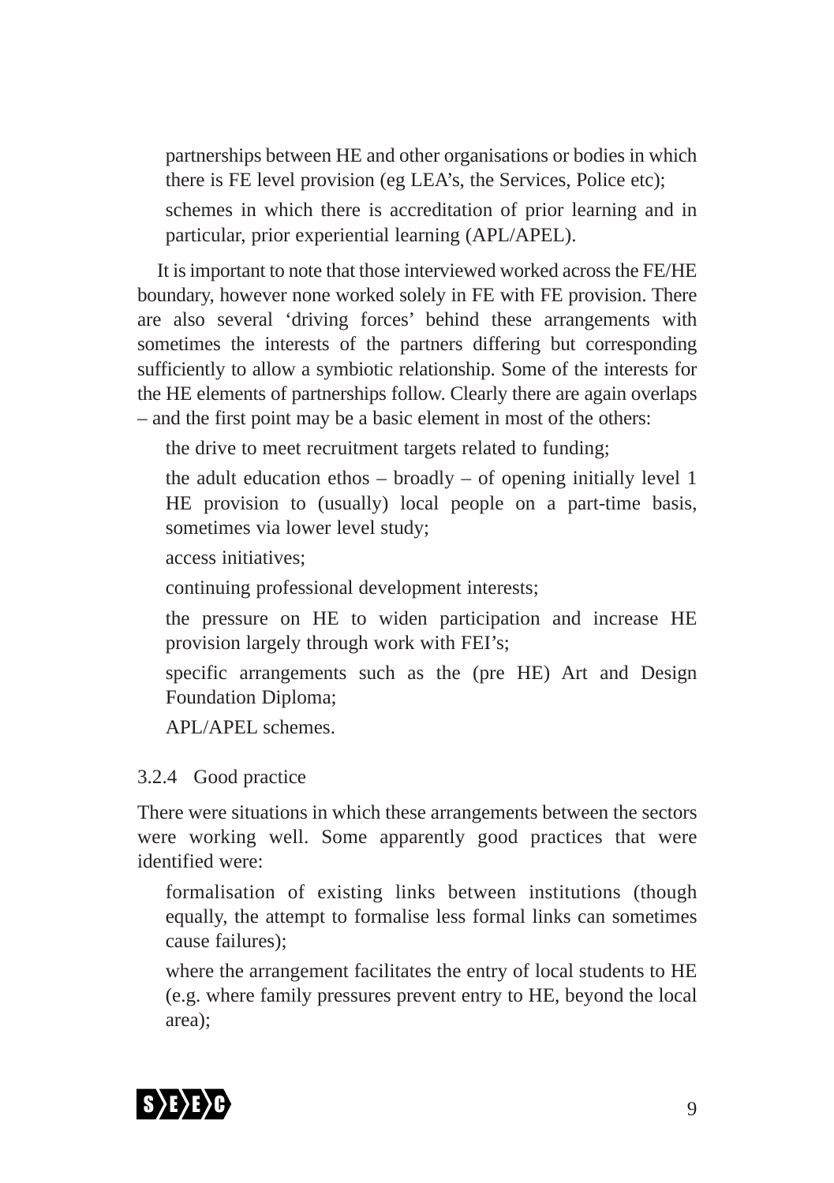- partnerships between HE and other organisations or bodies in which there is FE level provision (eg LEA's, the Services, Police etc);
- schemes in which there is accreditation of prior learning and in particular, prior experiential learning (APL/APEL).

It is important to note that those interviewed worked across the FE/HE boundary, however none worked solely in FE with FE provision. There are also several 'driving forces' behind these arrangements with sometimes the interests of the partners differing but corresponding sufficiently to allow a symbiotic relationship. Some of the interests for the HE elements of partnerships follow. Clearly there are again overlaps – and the first point may be a basic element in most of the others:

- the drive to meet recruitment targets related to funding;
- the adult education ethos – broadly – of opening initially level 1 HE provision to (usually) local people on a part-time basis, sometimes via lower level study;
- access initiatives;
- continuing professional development interests;
- the pressure on HE to widen participation and increase HE provision largely through work with FEI's;
- specific arrangements such as the (pre HE) Art and Design Foundation Diploma;
- APL/APEL schemes.

### 3.2.4 Good practice

There were situations in which these arrangements between the sectors were working well. Some apparently good practices that were identified were:

- formalisation of existing links between institutions (though equally, the attempt to formalise less formal links can sometimes cause failures);
- where the arrangement facilitates the entry of local students to HE (e.g. where family pressures prevent entry to HE, beyond the local area);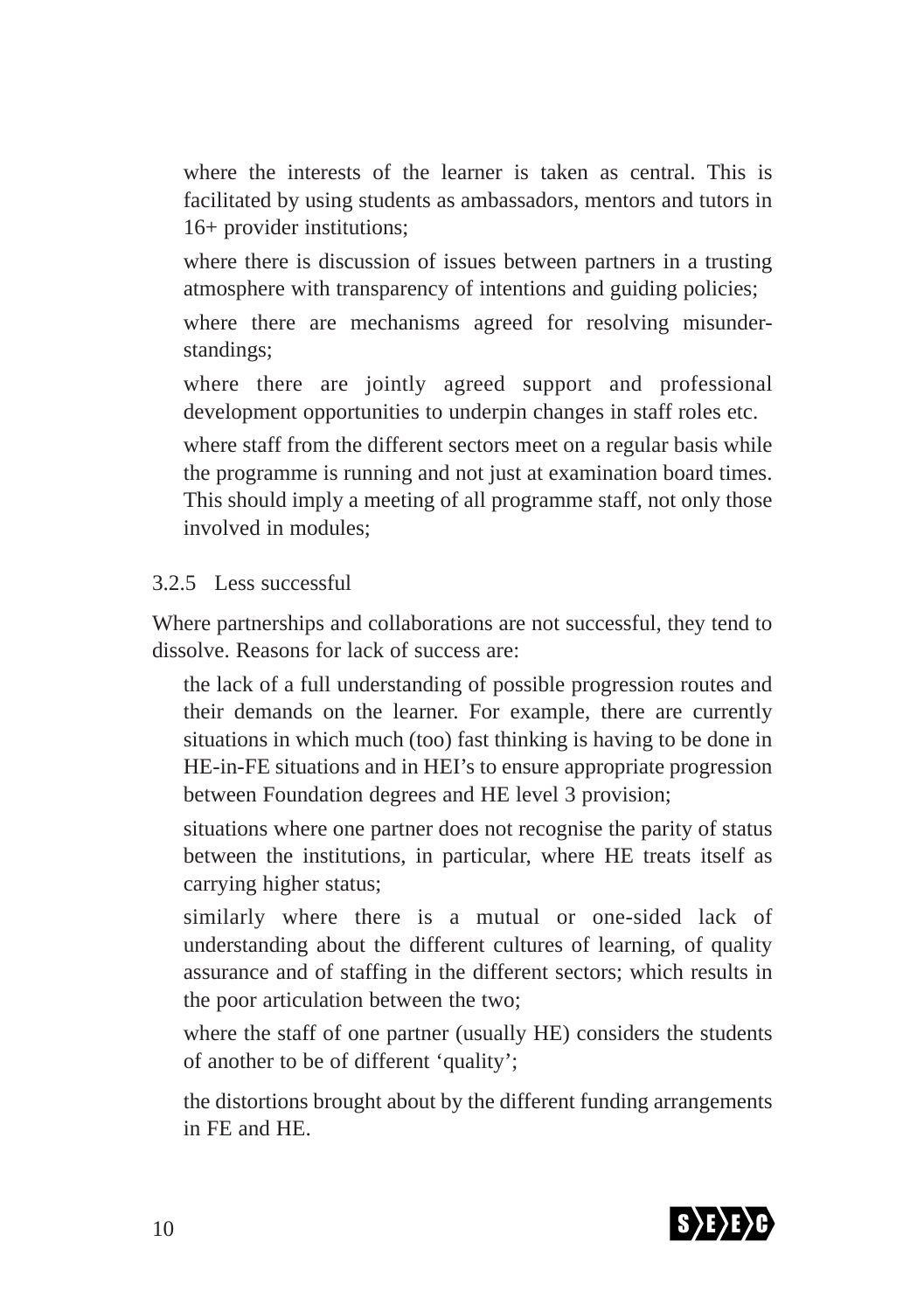- where the interests of the learner is taken as central. This is facilitated by using students as ambassadors, mentors and tutors in 16+ provider institutions;
- where there is discussion of issues between partners in a trusting atmosphere with transparency of intentions and guiding policies;
- where there are mechanisms agreed for resolving misunderstandings;
- where there are jointly agreed support and professional development opportunities to underpin changes in staff roles etc.
- where staff from the different sectors meet on a regular basis while the programme is running and not just at examination board times. This should imply a meeting of all programme staff, not only those involved in modules;

### 3.2.5 Less successful

Where partnerships and collaborations are not successful, they tend to dissolve. Reasons for lack of success are:

- the lack of a full understanding of possible progression routes and their demands on the learner. For example, there are currently situations in which much (too) fast thinking is having to be done in HE-in-FE situations and in HEI's to ensure appropriate progression between Foundation degrees and HE level 3 provision;
- situations where one partner does not recognise the parity of status between the institutions, in particular, where HE treats itself as carrying higher status;
- similarly where there is a mutual or one-sided lack of understanding about the different cultures of learning, of quality assurance and of staffing in the different sectors; which results in the poor articulation between the two;
- where the staff of one partner (usually HE) considers the students of another to be of different 'quality';
- the distortions brought about by the different funding arrangements in FE and HE.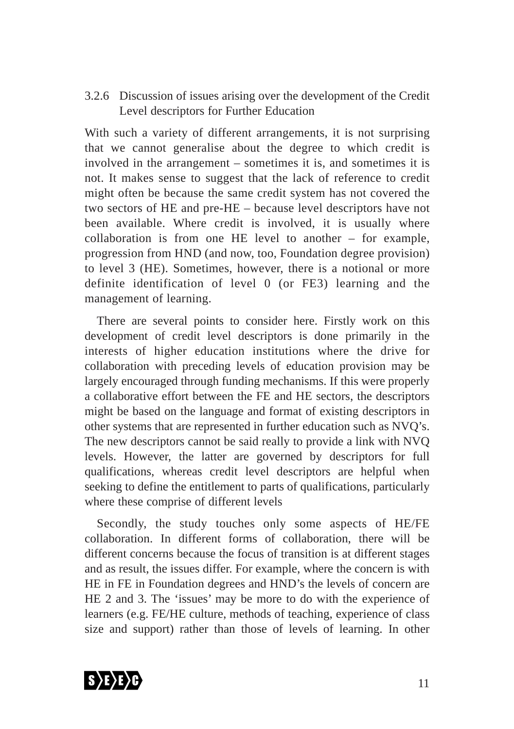### 3.2.6 Discussion of issues arising over the development of the Credit Level descriptors for Further Education

With such a variety of different arrangements, it is not surprising that we cannot generalise about the degree to which credit is involved in the arrangement – sometimes it is, and sometimes it is not. It makes sense to suggest that the lack of reference to credit might often be because the same credit system has not covered the two sectors of HE and pre-HE – because level descriptors have not been available. Where credit is involved, it is usually where collaboration is from one HE level to another – for example, progression from HND (and now, too, Foundation degree provision) to level 3 (HE). Sometimes, however, there is a notional or more definite identification of level 0 (or FE3) learning and the management of learning.

There are several points to consider here. Firstly work on this development of credit level descriptors is done primarily in the interests of higher education institutions where the drive for collaboration with preceding levels of education provision may be largely encouraged through funding mechanisms. If this were properly a collaborative effort between the FE and HE sectors, the descriptors might be based on the language and format of existing descriptors in other systems that are represented in further education such as NVQ's. The new descriptors cannot be said really to provide a link with NVQ levels. However, the latter are governed by descriptors for full qualifications, whereas credit level descriptors are helpful when seeking to define the entitlement to parts of qualifications, particularly where these comprise of different levels

Secondly, the study touches only some aspects of HE/FE collaboration. In different forms of collaboration, there will be different concerns because the focus of transition is at different stages and as result, the issues differ. For example, where the concern is with HE in FE in Foundation degrees and HND's the levels of concern are HE 2 and 3. The 'issues' may be more to do with the experience of learners (e.g. FE/HE culture, methods of teaching, experience of class size and support) rather than those of levels of learning. In other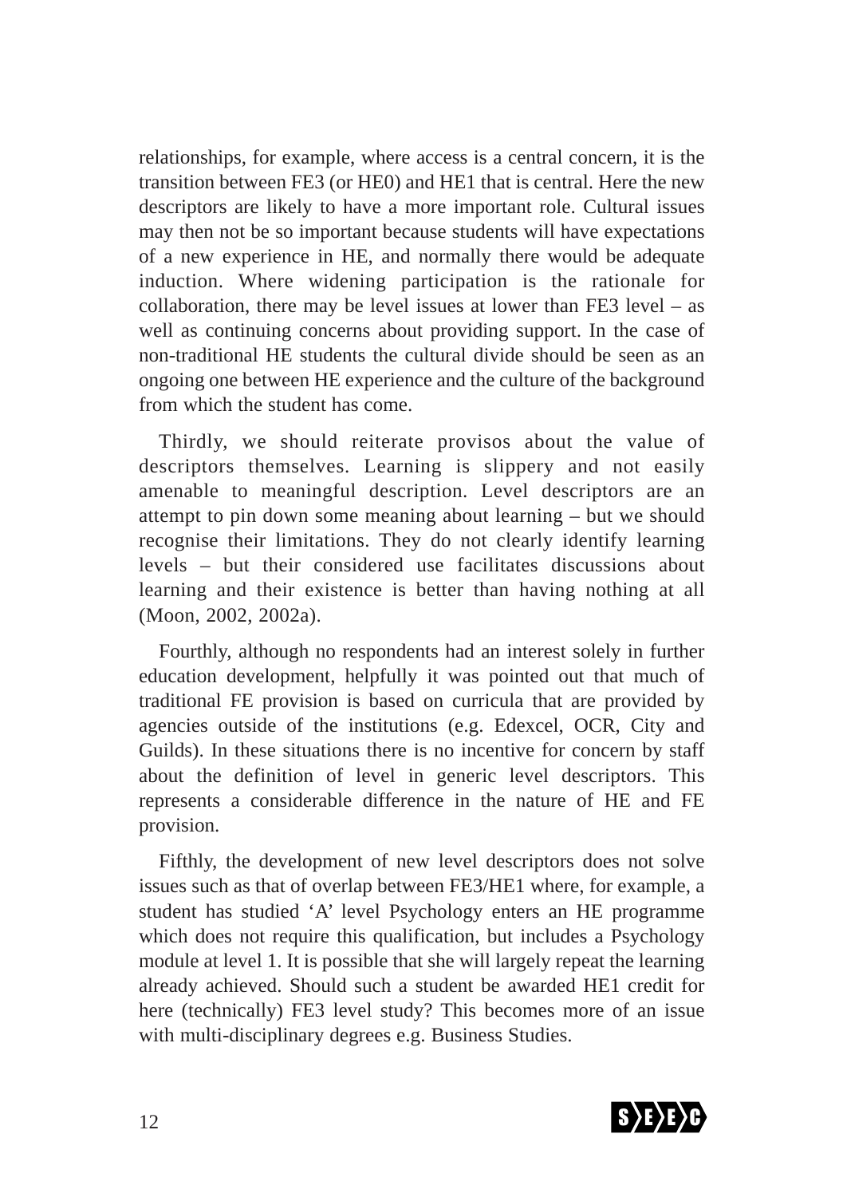relationships, for example, where access is a central concern, it is the transition between FE3 (or HE0) and HE1 that is central. Here the new descriptors are likely to have a more important role. Cultural issues may then not be so important because students will have expectations of a new experience in HE, and normally there would be adequate induction. Where widening participation is the rationale for collaboration, there may be level issues at lower than FE3 level – as well as continuing concerns about providing support. In the case of non-traditional HE students the cultural divide should be seen as an ongoing one between HE experience and the culture of the background from which the student has come.

Thirdly, we should reiterate provisos about the value of descriptors themselves. Learning is slippery and not easily amenable to meaningful description. Level descriptors are an attempt to pin down some meaning about learning – but we should recognise their limitations. They do not clearly identify learning levels – but their considered use facilitates discussions about learning and their existence is better than having nothing at all (Moon, 2002, 2002a).

Fourthly, although no respondents had an interest solely in further education development, helpfully it was pointed out that much of traditional FE provision is based on curricula that are provided by agencies outside of the institutions (e.g. Edexcel, OCR, City and Guilds). In these situations there is no incentive for concern by staff about the definition of level in generic level descriptors. This represents a considerable difference in the nature of HE and FE provision.

Fifthly, the development of new level descriptors does not solve issues such as that of overlap between FE3/HE1 where, for example, a student has studied 'A' level Psychology enters an HE programme which does not require this qualification, but includes a Psychology module at level 1. It is possible that she will largely repeat the learning already achieved. Should such a student be awarded HE1 credit for here (technically) FE3 level study? This becomes more of an issue with multi-disciplinary degrees e.g. Business Studies.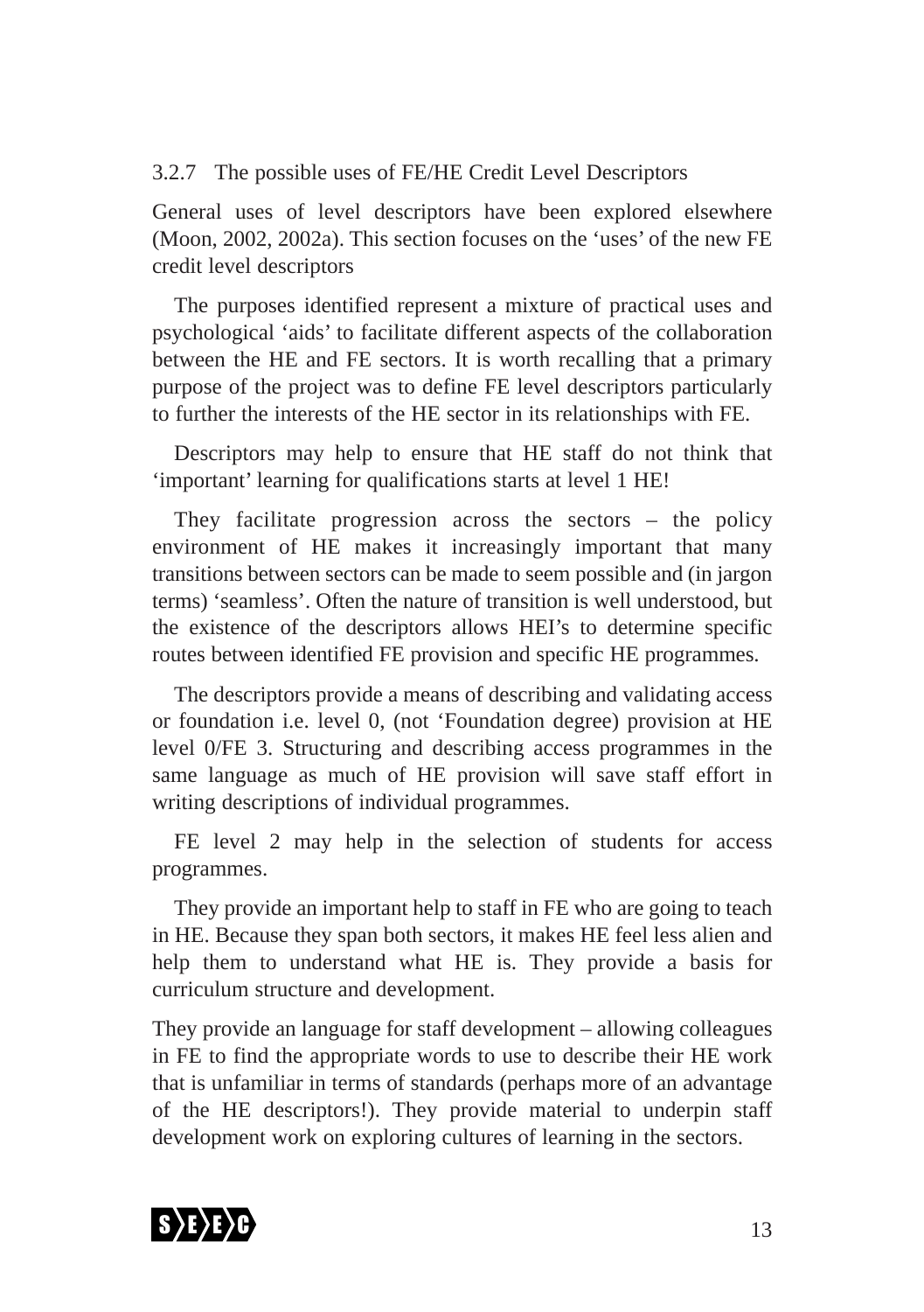### 3.2.7 The possible uses of FE/HE Credit Level Descriptors

General uses of level descriptors have been explored elsewhere (Moon, 2002, 2002a). This section focuses on the ‘uses’ of the new FE credit level descriptors

The purposes identified represent a mixture of practical uses and psychological ‘aids’ to facilitate different aspects of the collaboration between the HE and FE sectors. It is worth recalling that a primary purpose of the project was to define FE level descriptors particularly to further the interests of the HE sector in its relationships with FE.

Descriptors may help to ensure that HE staff do not think that ‘important’ learning for qualifications starts at level 1 HE!

They facilitate progression across the sectors – the policy environment of HE makes it increasingly important that many transitions between sectors can be made to seem possible and (in jargon terms) ‘seamless’. Often the nature of transition is well understood, but the existence of the descriptors allows HEI’s to determine specific routes between identified FE provision and specific HE programmes.

The descriptors provide a means of describing and validating access or foundation i.e. level 0, (not ‘Foundation degree) provision at HE level 0/FE 3. Structuring and describing access programmes in the same language as much of HE provision will save staff effort in writing descriptions of individual programmes.

FE level 2 may help in the selection of students for access programmes.

They provide an important help to staff in FE who are going to teach in HE. Because they span both sectors, it makes HE feel less alien and help them to understand what HE is. They provide a basis for curriculum structure and development.

They provide an language for staff development – allowing colleagues in FE to find the appropriate words to use to describe their HE work that is unfamiliar in terms of standards (perhaps more of an advantage of the HE descriptors!). They provide material to underpin staff development work on exploring cultures of learning in the sectors.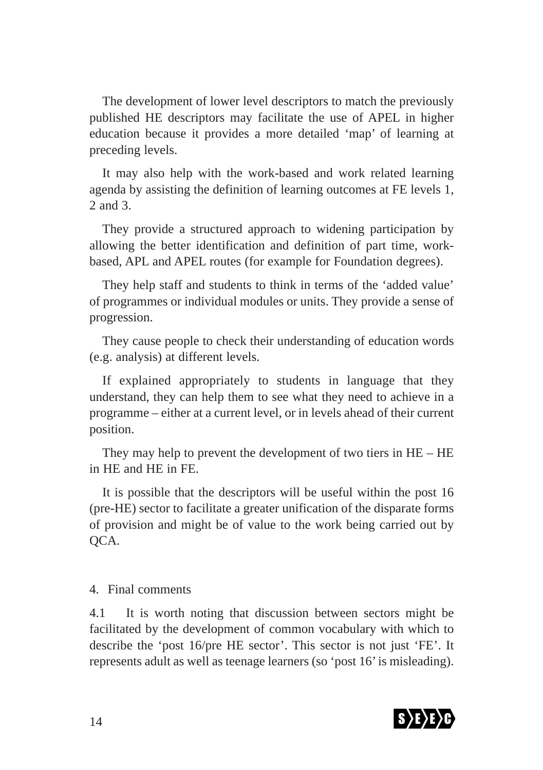The development of lower level descriptors to match the previously published HE descriptors may facilitate the use of APEL in higher education because it provides a more detailed 'map' of learning at preceding levels.

It may also help with the work-based and work related learning agenda by assisting the definition of learning outcomes at FE levels 1, 2 and 3.

They provide a structured approach to widening participation by allowing the better identification and definition of part time, work-based, APL and APEL routes (for example for Foundation degrees).

They help staff and students to think in terms of the 'added value' of programmes or individual modules or units. They provide a sense of progression.

They cause people to check their understanding of education words (e.g. analysis) at different levels.

If explained appropriately to students in language that they understand, they can help them to see what they need to achieve in a programme – either at a current level, or in levels ahead of their current position.

They may help to prevent the development of two tiers in HE – HE in HE and HE in FE.

It is possible that the descriptors will be useful within the post 16 (pre-HE) sector to facilitate a greater unification of the disparate forms of provision and might be of value to the work being carried out by QCA.

## 4. Final comments

4.1 It is worth noting that discussion between sectors might be facilitated by the development of common vocabulary with which to describe the 'post 16/pre HE sector'. This sector is not just 'FE'. It represents adult as well as teenage learners (so 'post 16' is misleading).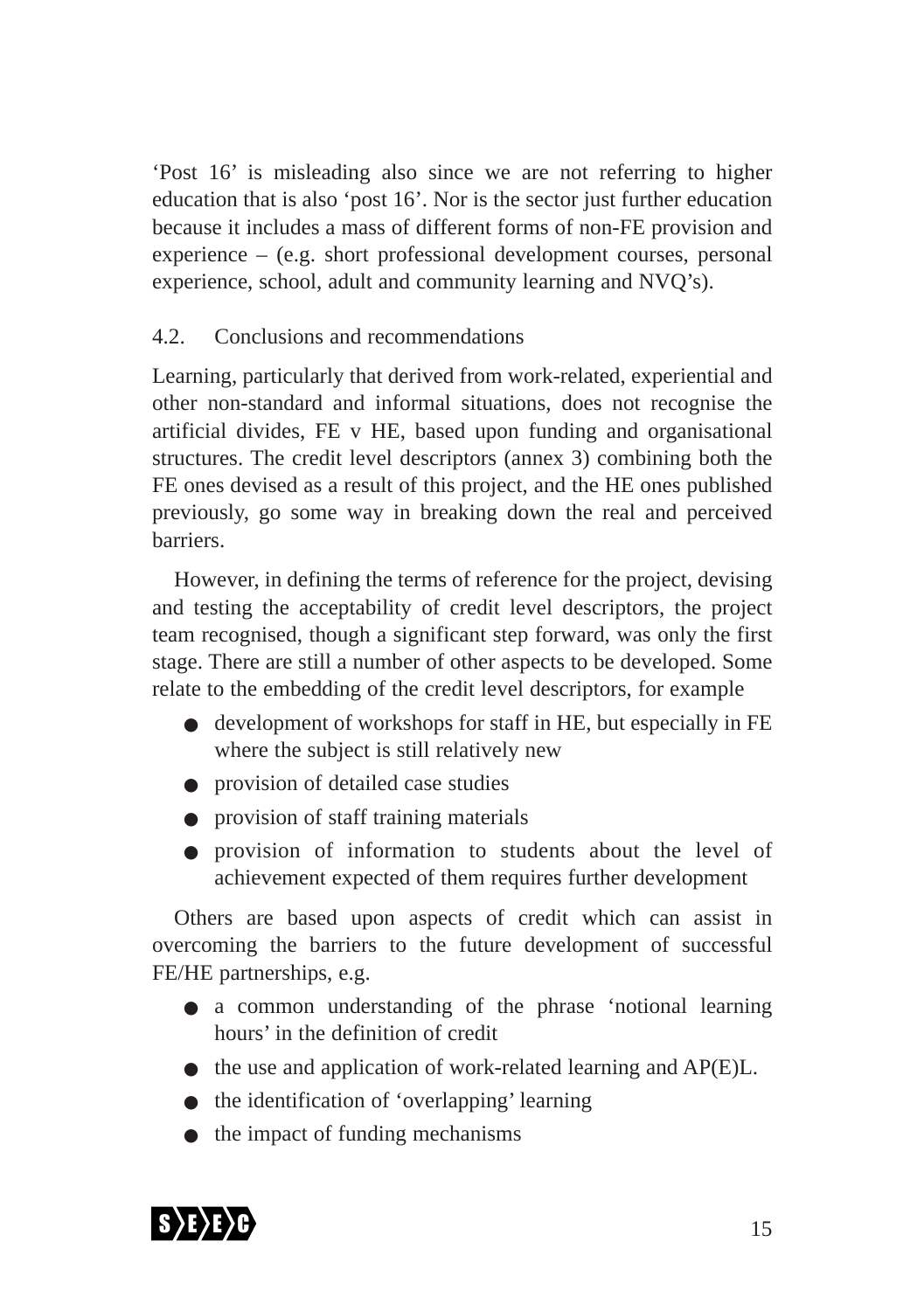‘Post 16’ is misleading also since we are not referring to higher education that is also ‘post 16’. Nor is the sector just further education because it includes a mass of different forms of non-FE provision and experience – (e.g. short professional development courses, personal experience, school, adult and community learning and NVQ’s).

### 4.2. Conclusions and recommendations

Learning, particularly that derived from work-related, experiential and other non-standard and informal situations, does not recognise the artificial divides, FE v HE, based upon funding and organisational structures. The credit level descriptors (annex 3) combining both the FE ones devised as a result of this project, and the HE ones published previously, go some way in breaking down the real and perceived barriers.

However, in defining the terms of reference for the project, devising and testing the acceptability of credit level descriptors, the project team recognised, though a significant step forward, was only the first stage. There are still a number of other aspects to be developed. Some relate to the embedding of the credit level descriptors, for example

- development of workshops for staff in HE, but especially in FE where the subject is still relatively new
- provision of detailed case studies
- provision of staff training materials
- provision of information to students about the level of achievement expected of them requires further development

Others are based upon aspects of credit which can assist in overcoming the barriers to the future development of successful FE/HE partnerships, e.g.

- a common understanding of the phrase ‘notional learning hours’ in the definition of credit
- the use and application of work-related learning and AP(E)L.
- the identification of ‘overlapping’ learning
- the impact of funding mechanisms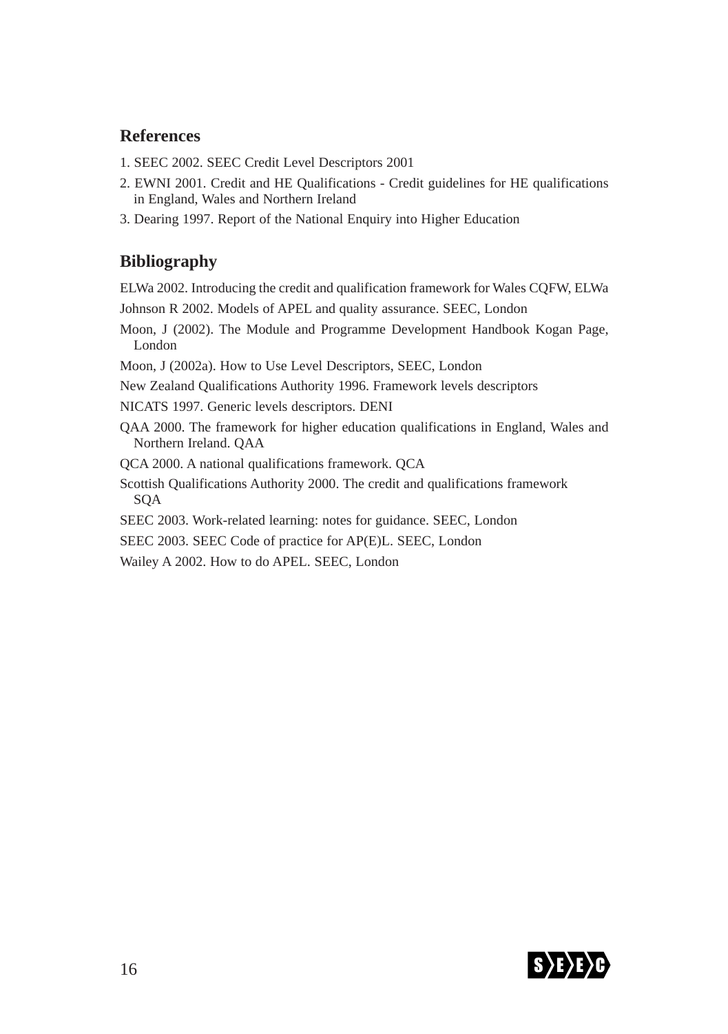## References

1. SEEC 2002. SEEC Credit Level Descriptors 2001
2. EWNI 2001. Credit and HE Qualifications - Credit guidelines for HE qualifications in England, Wales and Northern Ireland
3. Dearing 1997. Report of the National Enquiry into Higher Education

## Bibliography

ELWa 2002. Introducing the credit and qualification framework for Wales CQFW, ELWa

Johnson R 2002. Models of APEL and quality assurance. SEEC, London

Moon, J (2002). The Module and Programme Development Handbook Kogan Page, London

Moon, J (2002a). How to Use Level Descriptors, SEEC, London

New Zealand Qualifications Authority 1996. Framework levels descriptors

NICATS 1997. Generic levels descriptors. DENI

QAA 2000. The framework for higher education qualifications in England, Wales and Northern Ireland. QAA

QCA 2000. A national qualifications framework. QCA

Scottish Qualifications Authority 2000. The credit and qualifications framework SQA

SEEC 2003. Work-related learning: notes for guidance. SEEC, London

SEEC 2003. SEEC Code of practice for AP(E)L. SEEC, London

Wailey A 2002. How to do APEL. SEEC, London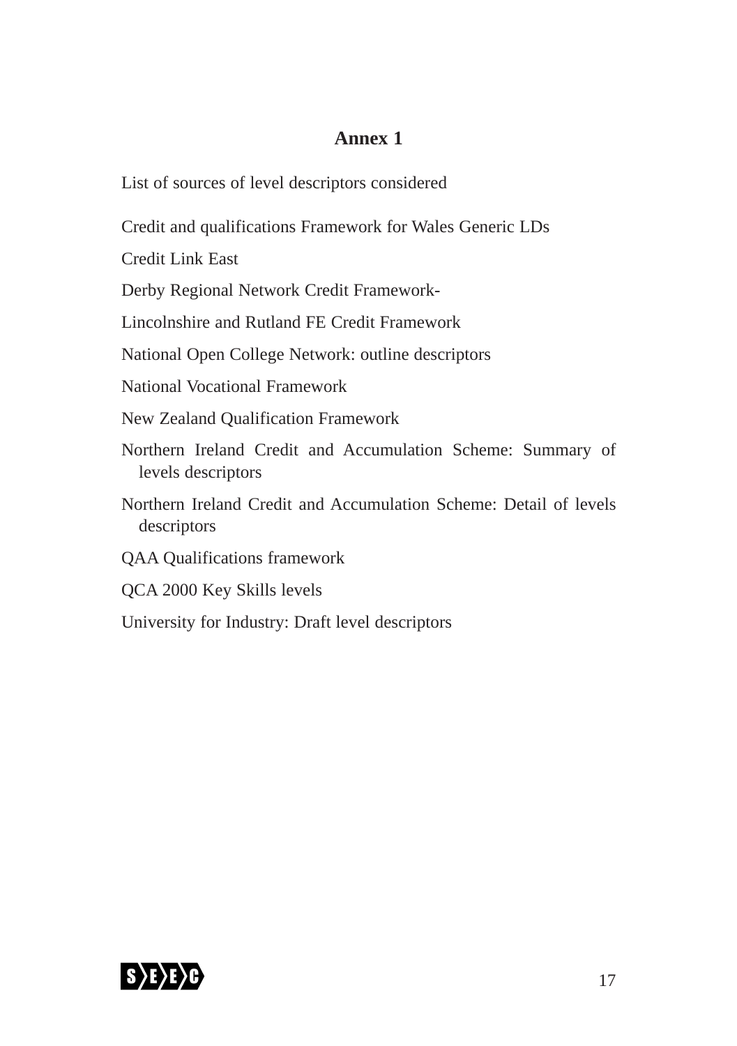# Annex 1

List of sources of level descriptors considered

Credit and qualifications Framework for Wales Generic LDs

Credit Link East

Derby Regional Network Credit Framework-

Lincolnshire and Rutland FE Credit Framework

National Open College Network: outline descriptors

National Vocational Framework

New Zealand Qualification Framework

Northern Ireland Credit and Accumulation Scheme: Summary of levels descriptors

Northern Ireland Credit and Accumulation Scheme: Detail of levels descriptors

QAA Qualifications framework

QCA 2000 Key Skills levels

University for Industry: Draft level descriptors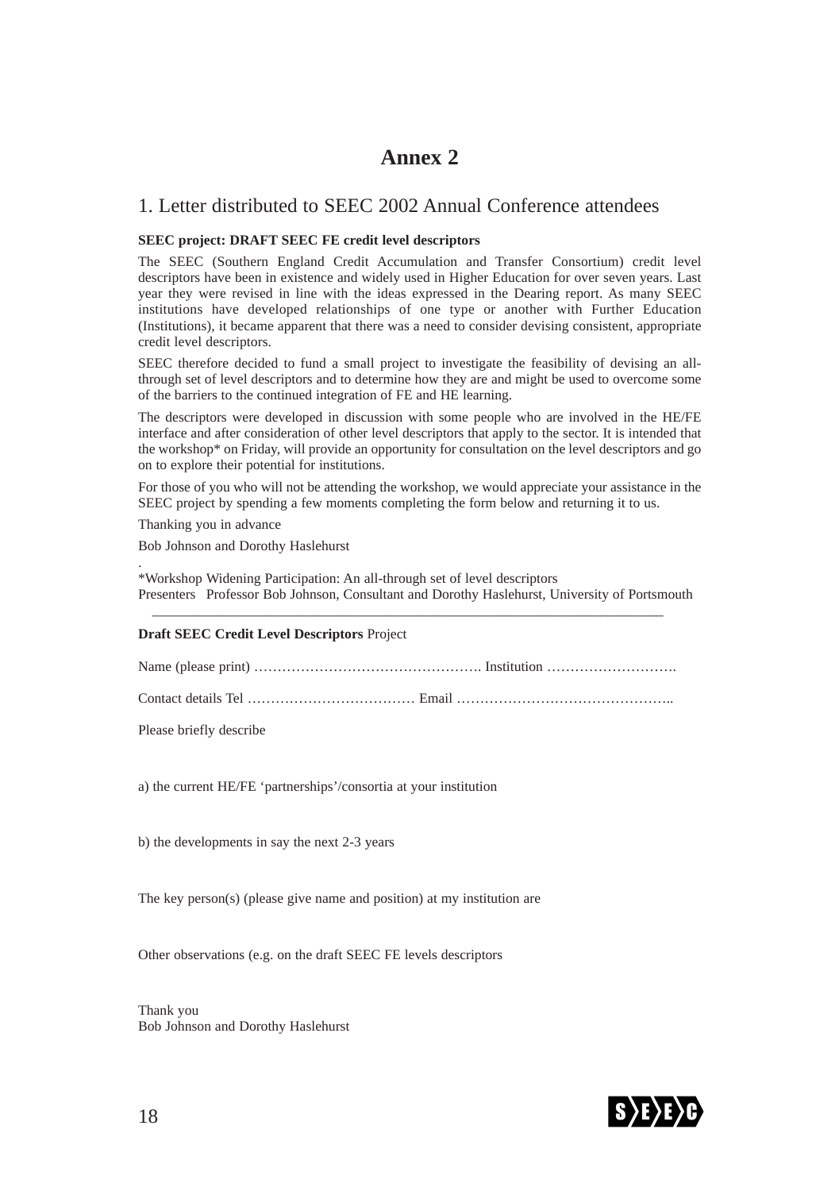# Annex 2

## 1. Letter distributed to SEEC 2002 Annual Conference attendees

**SEEC project: DRAFT SEEC FE credit level descriptors**

The SEEC (Southern England Credit Accumulation and Transfer Consortium) credit level descriptors have been in existence and widely used in Higher Education for over seven years. Last year they were revised in line with the ideas expressed in the Dearing report. As many SEEC institutions have developed relationships of one type or another with Further Education (Institutions), it became apparent that there was a need to consider devising consistent, appropriate credit level descriptors.

SEEC therefore decided to fund a small project to investigate the feasibility of devising an all-through set of level descriptors and to determine how they are and might be used to overcome some of the barriers to the continued integration of FE and HE learning.

The descriptors were developed in discussion with some people who are involved in the HE/FE interface and after consideration of other level descriptors that apply to the sector. It is intended that the workshop* on Friday, will provide an opportunity for consultation on the level descriptors and go on to explore their potential for institutions.

For those of you who will not be attending the workshop, we would appreciate your assistance in the SEEC project by spending a few moments completing the form below and returning it to us.

Thanking you in advance

Bob Johnson and Dorothy Haslehurst

.

*Workshop Widening Participation: An all-through set of level descriptors
Presenters Professor Bob Johnson, Consultant and Dorothy Haslehurst, University of Portsmouth

---

**Draft SEEC Credit Level Descriptors** Project

Name (please print) …………………………………………. Institution ……………………….

Contact details Tel ……………………………… Email ………………………………………..

Please briefly describe

a) the current HE/FE 'partnerships'/consortia at your institution

b) the developments in say the next 2-3 years

The key person(s) (please give name and position) at my institution are

Other observations (e.g. on the draft SEEC FE levels descriptors

Thank you
Bob Johnson and Dorothy Haslehurst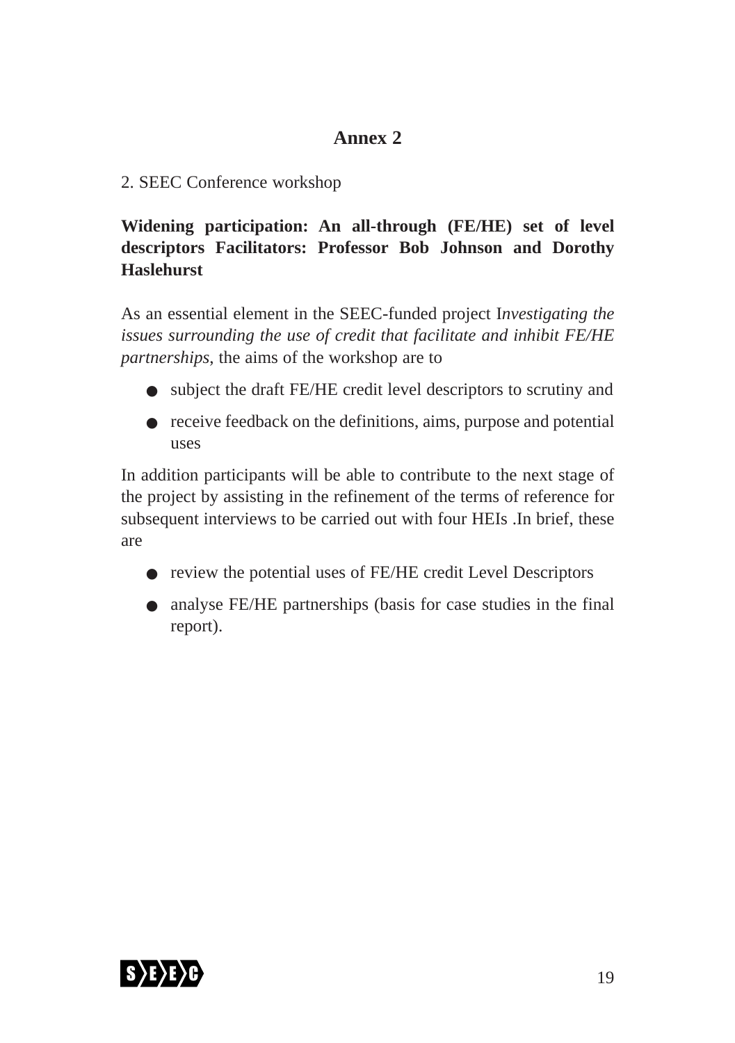# Annex 2

2. SEEC Conference workshop

**Widening participation: An all-through (FE/HE) set of level descriptors Facilitators: Professor Bob Johnson and Dorothy Haslehurst**

As an essential element in the SEEC-funded project I*nvestigating the issues surrounding the use of credit that facilitate and inhibit FE/HE partnerships*, the aims of the workshop are to

- subject the draft FE/HE credit level descriptors to scrutiny and
- receive feedback on the definitions, aims, purpose and potential uses

In addition participants will be able to contribute to the next stage of the project by assisting in the refinement of the terms of reference for subsequent interviews to be carried out with four HEIs .In brief, these are

- review the potential uses of FE/HE credit Level Descriptors
- analyse FE/HE partnerships (basis for case studies in the final report).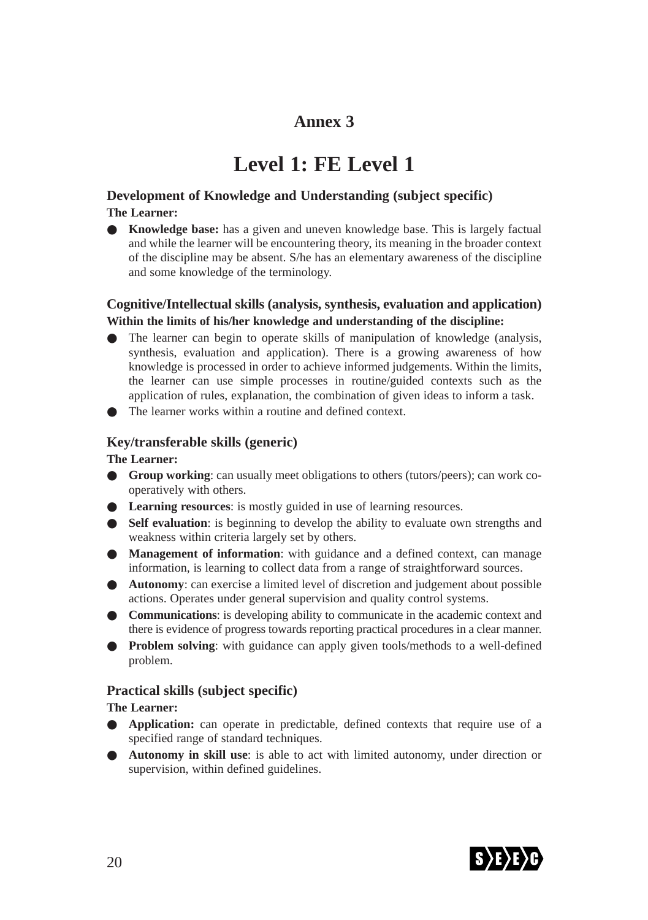## Annex 3

# Level 1: FE Level 1

### Development of Knowledge and Understanding (subject specific)

**The Learner:**

- **Knowledge base:** has a given and uneven knowledge base. This is largely factual and while the learner will be encountering theory, its meaning in the broader context of the discipline may be absent. S/he has an elementary awareness of the discipline and some knowledge of the terminology.

### Cognitive/Intellectual skills (analysis, synthesis, evaluation and application)

**Within the limits of his/her knowledge and understanding of the discipline:**

- The learner can begin to operate skills of manipulation of knowledge (analysis, synthesis, evaluation and application). There is a growing awareness of how knowledge is processed in order to achieve informed judgements. Within the limits, the learner can use simple processes in routine/guided contexts such as the application of rules, explanation, the combination of given ideas to inform a task.
- The learner works within a routine and defined context.

### Key/transferable skills (generic)

**The Learner:**

- **Group working**: can usually meet obligations to others (tutors/peers); can work co-operatively with others.
- **Learning resources**: is mostly guided in use of learning resources.
- **Self evaluation**: is beginning to develop the ability to evaluate own strengths and weakness within criteria largely set by others.
- **Management of information**: with guidance and a defined context, can manage information, is learning to collect data from a range of straightforward sources.
- **Autonomy**: can exercise a limited level of discretion and judgement about possible actions. Operates under general supervision and quality control systems.
- **Communications**: is developing ability to communicate in the academic context and there is evidence of progress towards reporting practical procedures in a clear manner.
- **Problem solving**: with guidance can apply given tools/methods to a well-defined problem.

### Practical skills (subject specific)

**The Learner:**

- **Application:** can operate in predictable, defined contexts that require use of a specified range of standard techniques.
- **Autonomy in skill use**: is able to act with limited autonomy, under direction or supervision, within defined guidelines.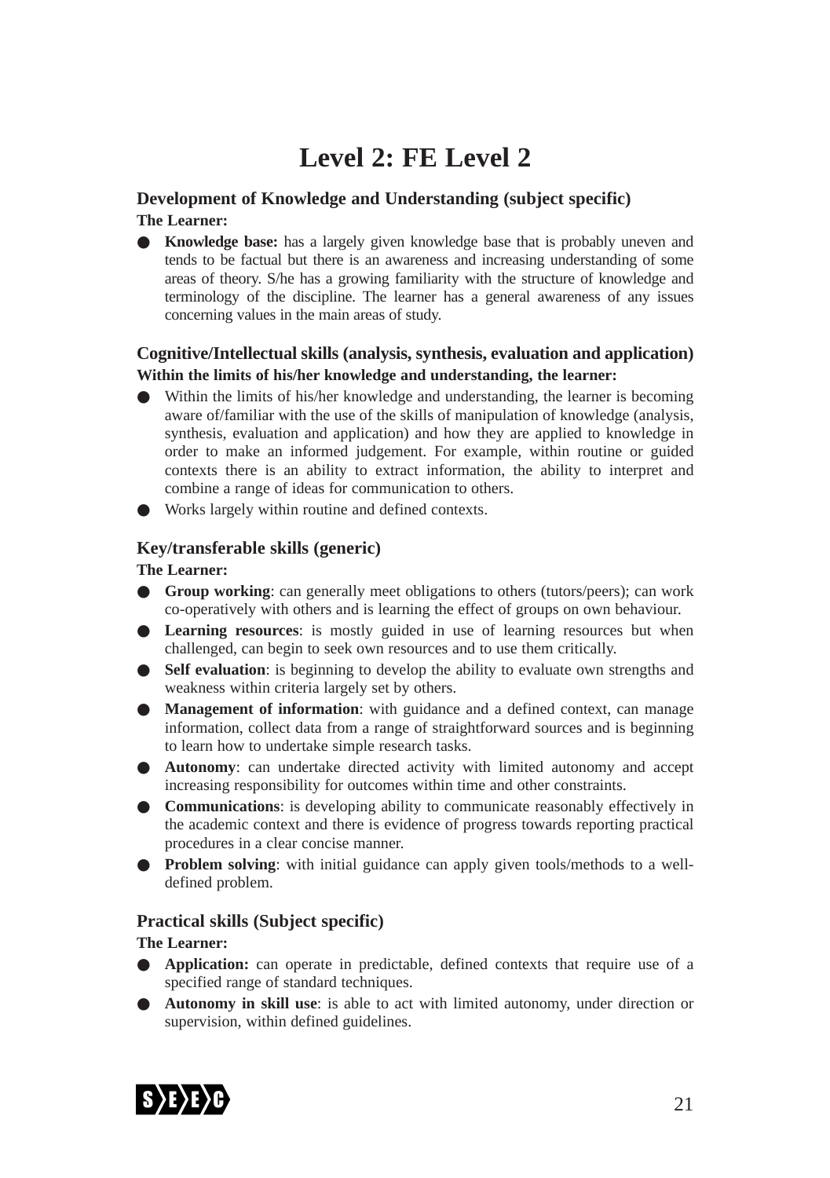# Level 2: FE Level 2

## Development of Knowledge and Understanding (subject specific)

**The Learner:**

- **Knowledge base:** has a largely given knowledge base that is probably uneven and tends to be factual but there is an awareness and increasing understanding of some areas of theory. S/he has a growing familiarity with the structure of knowledge and terminology of the discipline. The learner has a general awareness of any issues concerning values in the main areas of study.

## Cognitive/Intellectual skills (analysis, synthesis, evaluation and application)

**Within the limits of his/her knowledge and understanding, the learner:**

- Within the limits of his/her knowledge and understanding, the learner is becoming aware of/familiar with the use of the skills of manipulation of knowledge (analysis, synthesis, evaluation and application) and how they are applied to knowledge in order to make an informed judgement. For example, within routine or guided contexts there is an ability to extract information, the ability to interpret and combine a range of ideas for communication to others.
- Works largely within routine and defined contexts.

## Key/transferable skills (generic)

**The Learner:**

- **Group working**: can generally meet obligations to others (tutors/peers); can work co-operatively with others and is learning the effect of groups on own behaviour.
- **Learning resources**: is mostly guided in use of learning resources but when challenged, can begin to seek own resources and to use them critically.
- **Self evaluation**: is beginning to develop the ability to evaluate own strengths and weakness within criteria largely set by others.
- **Management of information**: with guidance and a defined context, can manage information, collect data from a range of straightforward sources and is beginning to learn how to undertake simple research tasks.
- **Autonomy**: can undertake directed activity with limited autonomy and accept increasing responsibility for outcomes within time and other constraints.
- **Communications**: is developing ability to communicate reasonably effectively in the academic context and there is evidence of progress towards reporting practical procedures in a clear concise manner.
- **Problem solving**: with initial guidance can apply given tools/methods to a well-defined problem.

## Practical skills (Subject specific)

**The Learner:**

- **Application:** can operate in predictable, defined contexts that require use of a specified range of standard techniques.
- **Autonomy in skill use**: is able to act with limited autonomy, under direction or supervision, within defined guidelines.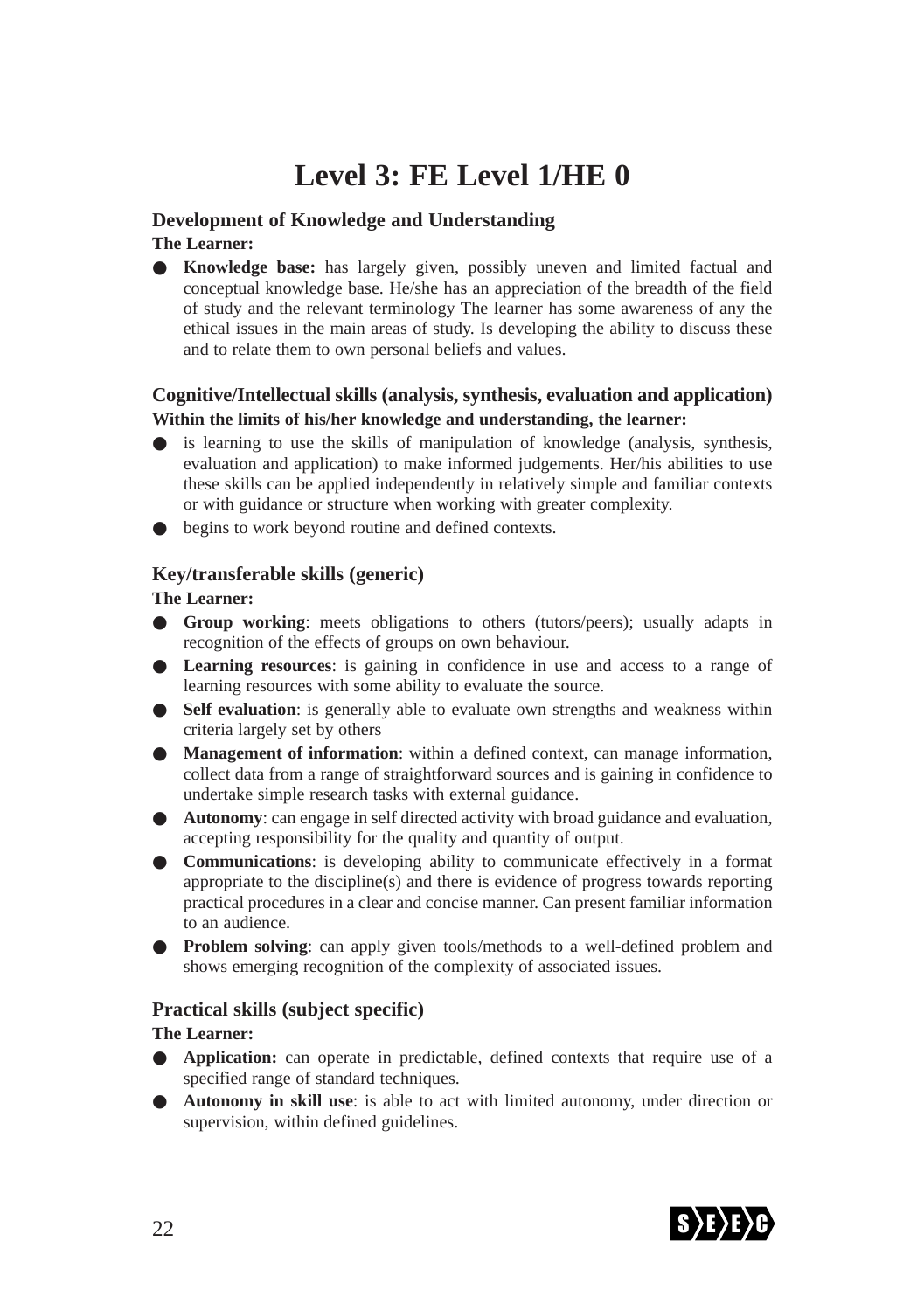# Level 3: FE Level 1/HE 0

### Development of Knowledge and Understanding

**The Learner:**

- **Knowledge base:** has largely given, possibly uneven and limited factual and conceptual knowledge base. He/she has an appreciation of the breadth of the field of study and the relevant terminology The learner has some awareness of any the ethical issues in the main areas of study. Is developing the ability to discuss these and to relate them to own personal beliefs and values.

### Cognitive/Intellectual skills (analysis, synthesis, evaluation and application)

**Within the limits of his/her knowledge and understanding, the learner:**

- is learning to use the skills of manipulation of knowledge (analysis, synthesis, evaluation and application) to make informed judgements. Her/his abilities to use these skills can be applied independently in relatively simple and familiar contexts or with guidance or structure when working with greater complexity.
- begins to work beyond routine and defined contexts.

### Key/transferable skills (generic)

**The Learner:**

- **Group working**: meets obligations to others (tutors/peers); usually adapts in recognition of the effects of groups on own behaviour.
- **Learning resources**: is gaining in confidence in use and access to a range of learning resources with some ability to evaluate the source.
- **Self evaluation**: is generally able to evaluate own strengths and weakness within criteria largely set by others
- **Management of information**: within a defined context, can manage information, collect data from a range of straightforward sources and is gaining in confidence to undertake simple research tasks with external guidance.
- **Autonomy**: can engage in self directed activity with broad guidance and evaluation, accepting responsibility for the quality and quantity of output.
- **Communications**: is developing ability to communicate effectively in a format appropriate to the discipline(s) and there is evidence of progress towards reporting practical procedures in a clear and concise manner. Can present familiar information to an audience.
- **Problem solving**: can apply given tools/methods to a well-defined problem and shows emerging recognition of the complexity of associated issues.

### Practical skills (subject specific)

**The Learner:**

- **Application:** can operate in predictable, defined contexts that require use of a specified range of standard techniques.
- **Autonomy in skill use**: is able to act with limited autonomy, under direction or supervision, within defined guidelines.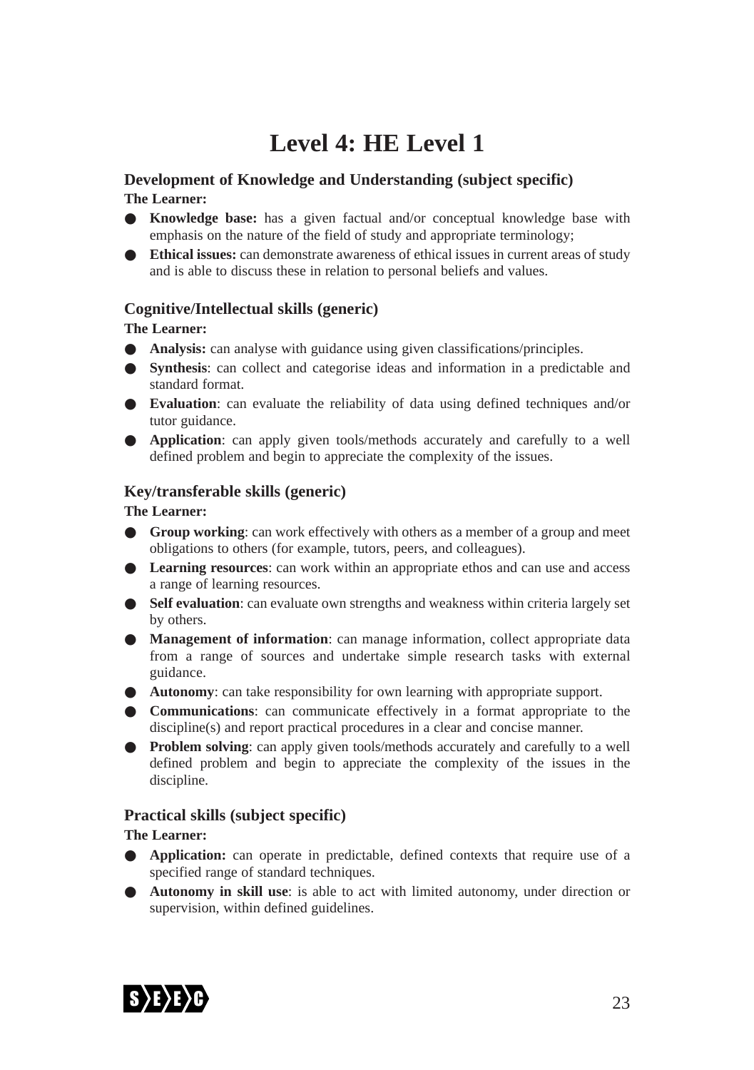# Level 4: HE Level 1

### Development of Knowledge and Understanding (subject specific)

**The Learner:**

- **Knowledge base:** has a given factual and/or conceptual knowledge base with emphasis on the nature of the field of study and appropriate terminology;
- **Ethical issues:** can demonstrate awareness of ethical issues in current areas of study and is able to discuss these in relation to personal beliefs and values.

### Cognitive/Intellectual skills (generic)

**The Learner:**

- **Analysis:** can analyse with guidance using given classifications/principles.
- **Synthesis**: can collect and categorise ideas and information in a predictable and standard format.
- **Evaluation**: can evaluate the reliability of data using defined techniques and/or tutor guidance.
- **Application**: can apply given tools/methods accurately and carefully to a well defined problem and begin to appreciate the complexity of the issues.

### Key/transferable skills (generic)

**The Learner:**

- **Group working**: can work effectively with others as a member of a group and meet obligations to others (for example, tutors, peers, and colleagues).
- **Learning resources**: can work within an appropriate ethos and can use and access a range of learning resources.
- **Self evaluation**: can evaluate own strengths and weakness within criteria largely set by others.
- **Management of information**: can manage information, collect appropriate data from a range of sources and undertake simple research tasks with external guidance.
- **Autonomy**: can take responsibility for own learning with appropriate support.
- **Communications**: can communicate effectively in a format appropriate to the discipline(s) and report practical procedures in a clear and concise manner.
- **Problem solving**: can apply given tools/methods accurately and carefully to a well defined problem and begin to appreciate the complexity of the issues in the discipline.

### Practical skills (subject specific)

**The Learner:**

- **Application:** can operate in predictable, defined contexts that require use of a specified range of standard techniques.
- **Autonomy in skill use**: is able to act with limited autonomy, under direction or supervision, within defined guidelines.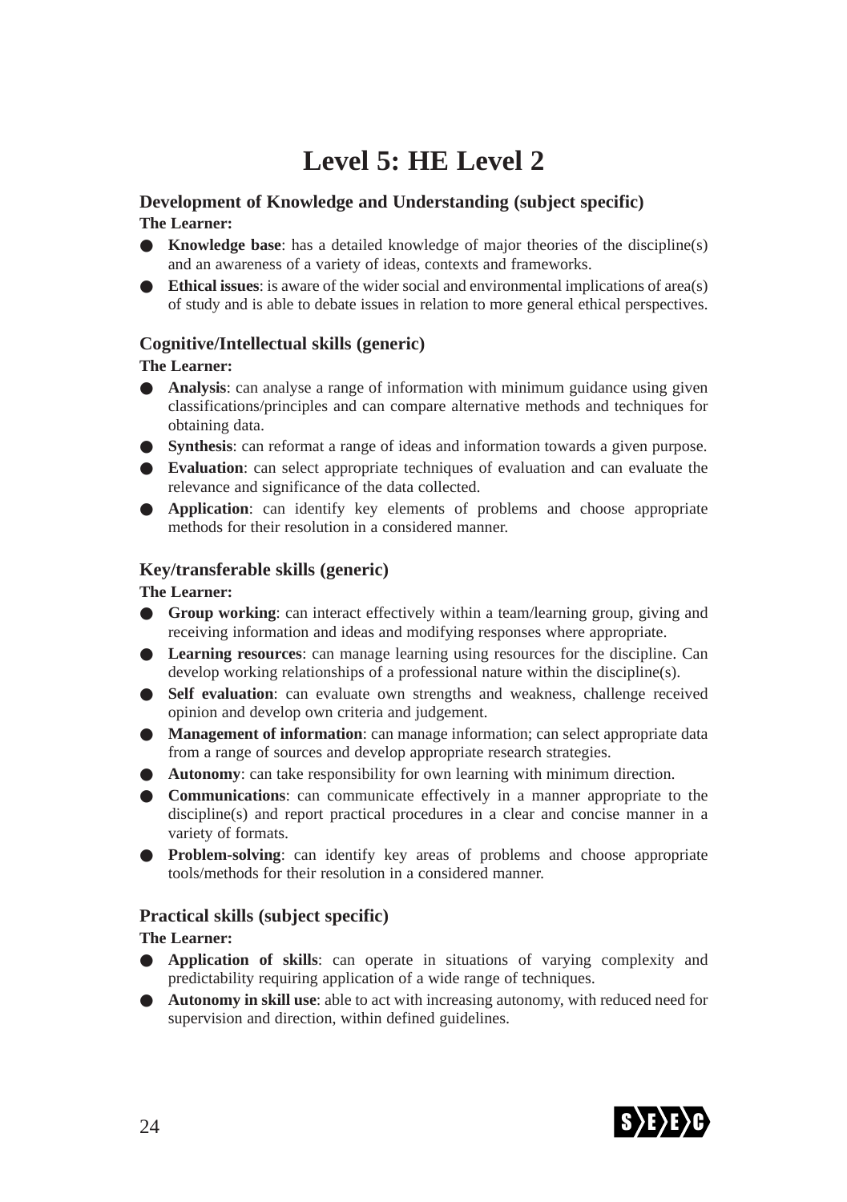# Level 5: HE Level 2

### Development of Knowledge and Understanding (subject specific)

**The Learner:**

- **Knowledge base**: has a detailed knowledge of major theories of the discipline(s) and an awareness of a variety of ideas, contexts and frameworks.
- **Ethical issues**: is aware of the wider social and environmental implications of area(s) of study and is able to debate issues in relation to more general ethical perspectives.

### Cognitive/Intellectual skills (generic)

**The Learner:**

- **Analysis**: can analyse a range of information with minimum guidance using given classifications/principles and can compare alternative methods and techniques for obtaining data.
- **Synthesis**: can reformat a range of ideas and information towards a given purpose.
- **Evaluation**: can select appropriate techniques of evaluation and can evaluate the relevance and significance of the data collected.
- **Application**: can identify key elements of problems and choose appropriate methods for their resolution in a considered manner.

### Key/transferable skills (generic)

**The Learner:**

- **Group working**: can interact effectively within a team/learning group, giving and receiving information and ideas and modifying responses where appropriate.
- **Learning resources**: can manage learning using resources for the discipline. Can develop working relationships of a professional nature within the discipline(s).
- **Self evaluation**: can evaluate own strengths and weakness, challenge received opinion and develop own criteria and judgement.
- **Management of information**: can manage information; can select appropriate data from a range of sources and develop appropriate research strategies.
- **Autonomy**: can take responsibility for own learning with minimum direction.
- **Communications**: can communicate effectively in a manner appropriate to the discipline(s) and report practical procedures in a clear and concise manner in a variety of formats.
- **Problem-solving**: can identify key areas of problems and choose appropriate tools/methods for their resolution in a considered manner.

### Practical skills (subject specific)

**The Learner:**

- **Application of skills**: can operate in situations of varying complexity and predictability requiring application of a wide range of techniques.
- **Autonomy in skill use**: able to act with increasing autonomy, with reduced need for supervision and direction, within defined guidelines.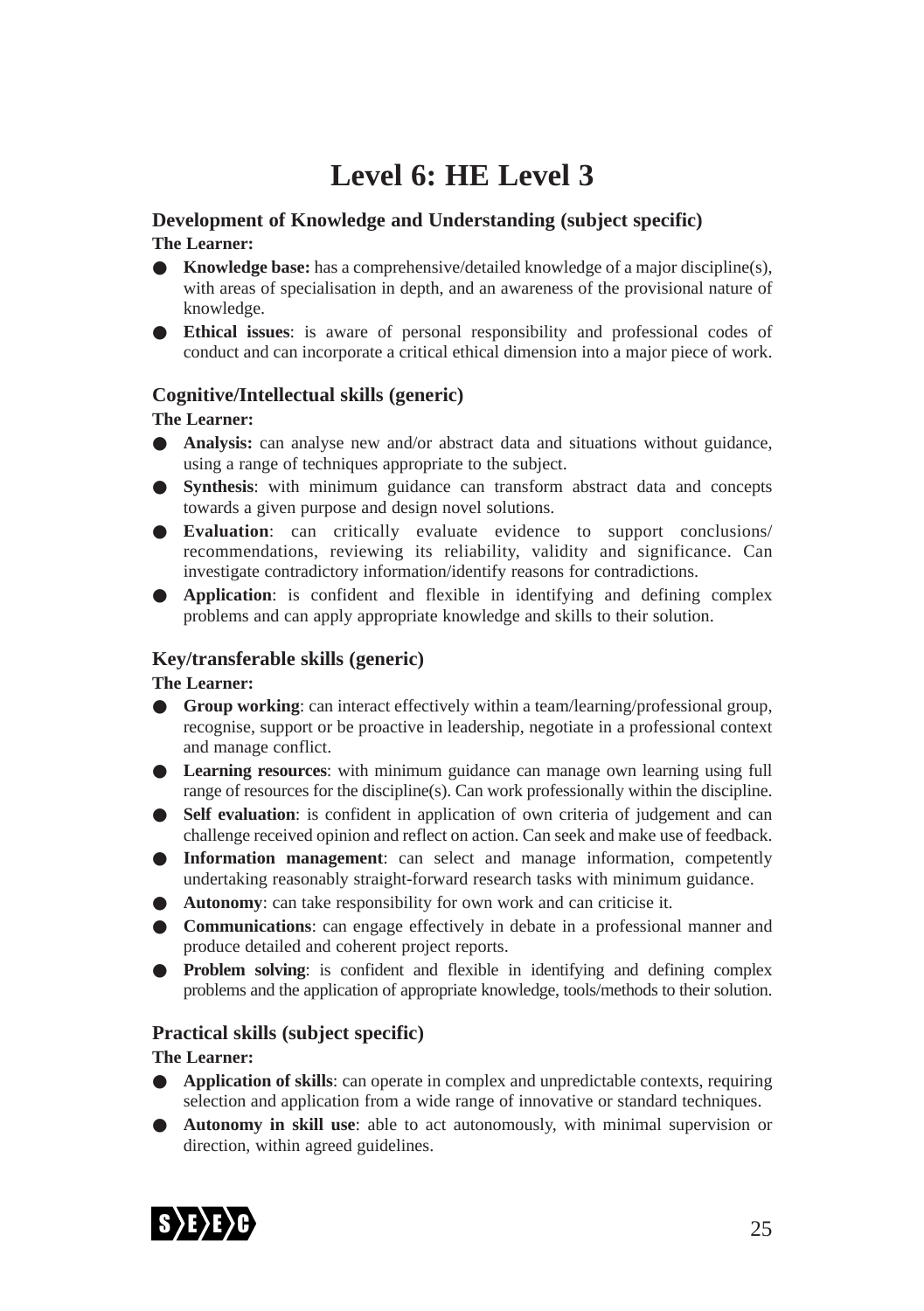# Level 6: HE Level 3

### Development of Knowledge and Understanding (subject specific)

**The Learner:**

- **Knowledge base:** has a comprehensive/detailed knowledge of a major discipline(s), with areas of specialisation in depth, and an awareness of the provisional nature of knowledge.
- **Ethical issues**: is aware of personal responsibility and professional codes of conduct and can incorporate a critical ethical dimension into a major piece of work.

### Cognitive/Intellectual skills (generic)

**The Learner:**

- **Analysis:** can analyse new and/or abstract data and situations without guidance, using a range of techniques appropriate to the subject.
- **Synthesis**: with minimum guidance can transform abstract data and concepts towards a given purpose and design novel solutions.
- **Evaluation**: can critically evaluate evidence to support conclusions/ recommendations, reviewing its reliability, validity and significance. Can investigate contradictory information/identify reasons for contradictions.
- **Application**: is confident and flexible in identifying and defining complex problems and can apply appropriate knowledge and skills to their solution.

### Key/transferable skills (generic)

**The Learner:**

- **Group working**: can interact effectively within a team/learning/professional group, recognise, support or be proactive in leadership, negotiate in a professional context and manage conflict.
- **Learning resources**: with minimum guidance can manage own learning using full range of resources for the discipline(s). Can work professionally within the discipline.
- **Self evaluation**: is confident in application of own criteria of judgement and can challenge received opinion and reflect on action. Can seek and make use of feedback.
- **Information management**: can select and manage information, competently undertaking reasonably straight-forward research tasks with minimum guidance.
- **Autonomy**: can take responsibility for own work and can criticise it.
- **Communications**: can engage effectively in debate in a professional manner and produce detailed and coherent project reports.
- **Problem solving**: is confident and flexible in identifying and defining complex problems and the application of appropriate knowledge, tools/methods to their solution.

### Practical skills (subject specific)

**The Learner:**

- **Application of skills**: can operate in complex and unpredictable contexts, requiring selection and application from a wide range of innovative or standard techniques.
- **Autonomy in skill use**: able to act autonomously, with minimal supervision or direction, within agreed guidelines.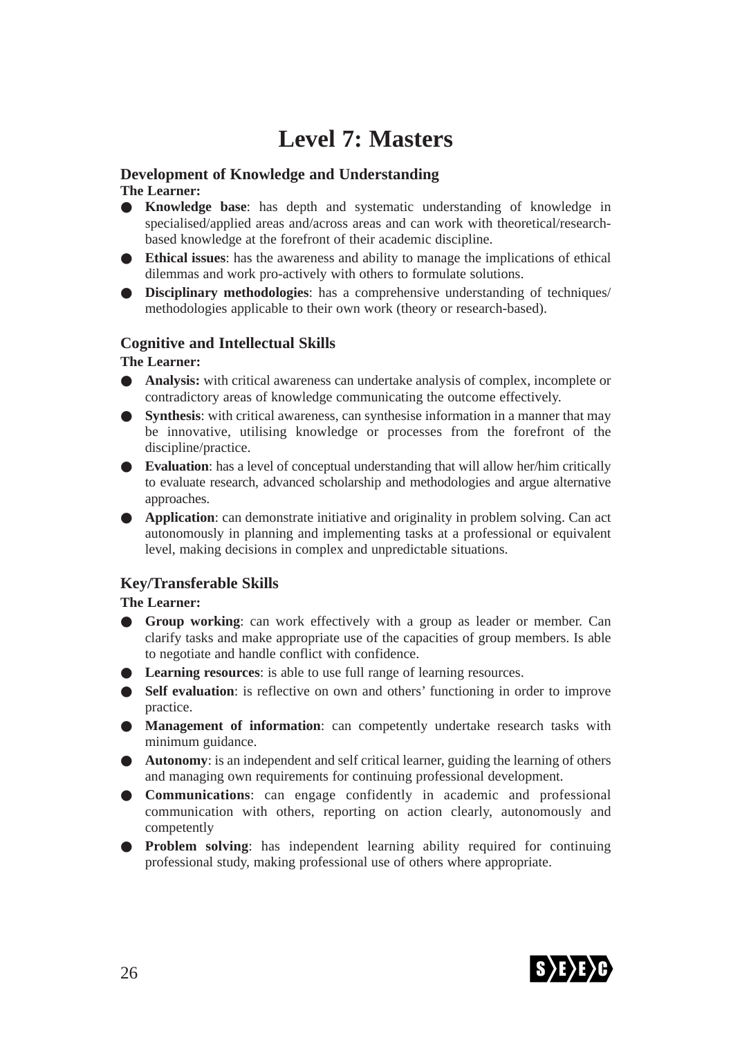# Level 7: Masters

### Development of Knowledge and Understanding

**The Learner:**

- **Knowledge base**: has depth and systematic understanding of knowledge in specialised/applied areas and/across areas and can work with theoretical/research-based knowledge at the forefront of their academic discipline.
- **Ethical issues**: has the awareness and ability to manage the implications of ethical dilemmas and work pro-actively with others to formulate solutions.
- **Disciplinary methodologies**: has a comprehensive understanding of techniques/ methodologies applicable to their own work (theory or research-based).

### Cognitive and Intellectual Skills

**The Learner:**

- **Analysis:** with critical awareness can undertake analysis of complex, incomplete or contradictory areas of knowledge communicating the outcome effectively.
- **Synthesis**: with critical awareness, can synthesise information in a manner that may be innovative, utilising knowledge or processes from the forefront of the discipline/practice.
- **Evaluation**: has a level of conceptual understanding that will allow her/him critically to evaluate research, advanced scholarship and methodologies and argue alternative approaches.
- **Application**: can demonstrate initiative and originality in problem solving. Can act autonomously in planning and implementing tasks at a professional or equivalent level, making decisions in complex and unpredictable situations.

### Key/Transferable Skills

**The Learner:**

- **Group working**: can work effectively with a group as leader or member. Can clarify tasks and make appropriate use of the capacities of group members. Is able to negotiate and handle conflict with confidence.
- **Learning resources**: is able to use full range of learning resources.
- **Self evaluation**: is reflective on own and others' functioning in order to improve practice.
- **Management of information**: can competently undertake research tasks with minimum guidance.
- **Autonomy**: is an independent and self critical learner, guiding the learning of others and managing own requirements for continuing professional development.
- **Communications**: can engage confidently in academic and professional communication with others, reporting on action clearly, autonomously and competently
- **Problem solving**: has independent learning ability required for continuing professional study, making professional use of others where appropriate.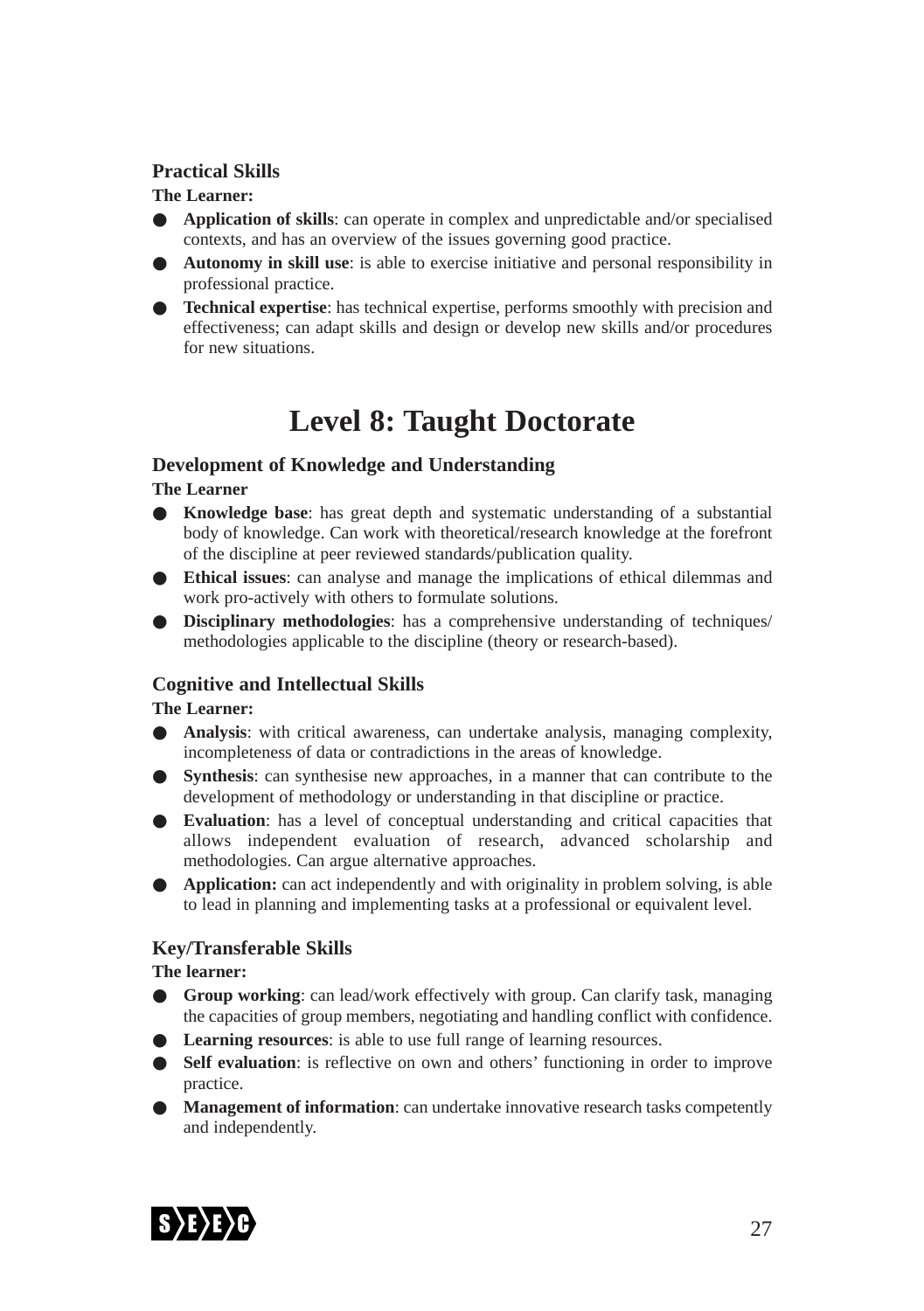### Practical Skills

**The Learner:**

- **Application of skills**: can operate in complex and unpredictable and/or specialised contexts, and has an overview of the issues governing good practice.
- **Autonomy in skill use**: is able to exercise initiative and personal responsibility in professional practice.
- **Technical expertise**: has technical expertise, performs smoothly with precision and effectiveness; can adapt skills and design or develop new skills and/or procedures for new situations.

# Level 8: Taught Doctorate

### Development of Knowledge and Understanding

**The Learner**

- **Knowledge base**: has great depth and systematic understanding of a substantial body of knowledge. Can work with theoretical/research knowledge at the forefront of the discipline at peer reviewed standards/publication quality.
- **Ethical issues**: can analyse and manage the implications of ethical dilemmas and work pro-actively with others to formulate solutions.
- **Disciplinary methodologies**: has a comprehensive understanding of techniques/ methodologies applicable to the discipline (theory or research-based).

### Cognitive and Intellectual Skills

**The Learner:**

- **Analysis**: with critical awareness, can undertake analysis, managing complexity, incompleteness of data or contradictions in the areas of knowledge.
- **Synthesis**: can synthesise new approaches, in a manner that can contribute to the development of methodology or understanding in that discipline or practice.
- **Evaluation**: has a level of conceptual understanding and critical capacities that allows independent evaluation of research, advanced scholarship and methodologies. Can argue alternative approaches.
- **Application:** can act independently and with originality in problem solving, is able to lead in planning and implementing tasks at a professional or equivalent level.

### Key/Transferable Skills

**The learner:**

- **Group working**: can lead/work effectively with group. Can clarify task, managing the capacities of group members, negotiating and handling conflict with confidence.
- **Learning resources**: is able to use full range of learning resources.
- **Self evaluation**: is reflective on own and others' functioning in order to improve practice.
- **Management of information**: can undertake innovative research tasks competently and independently.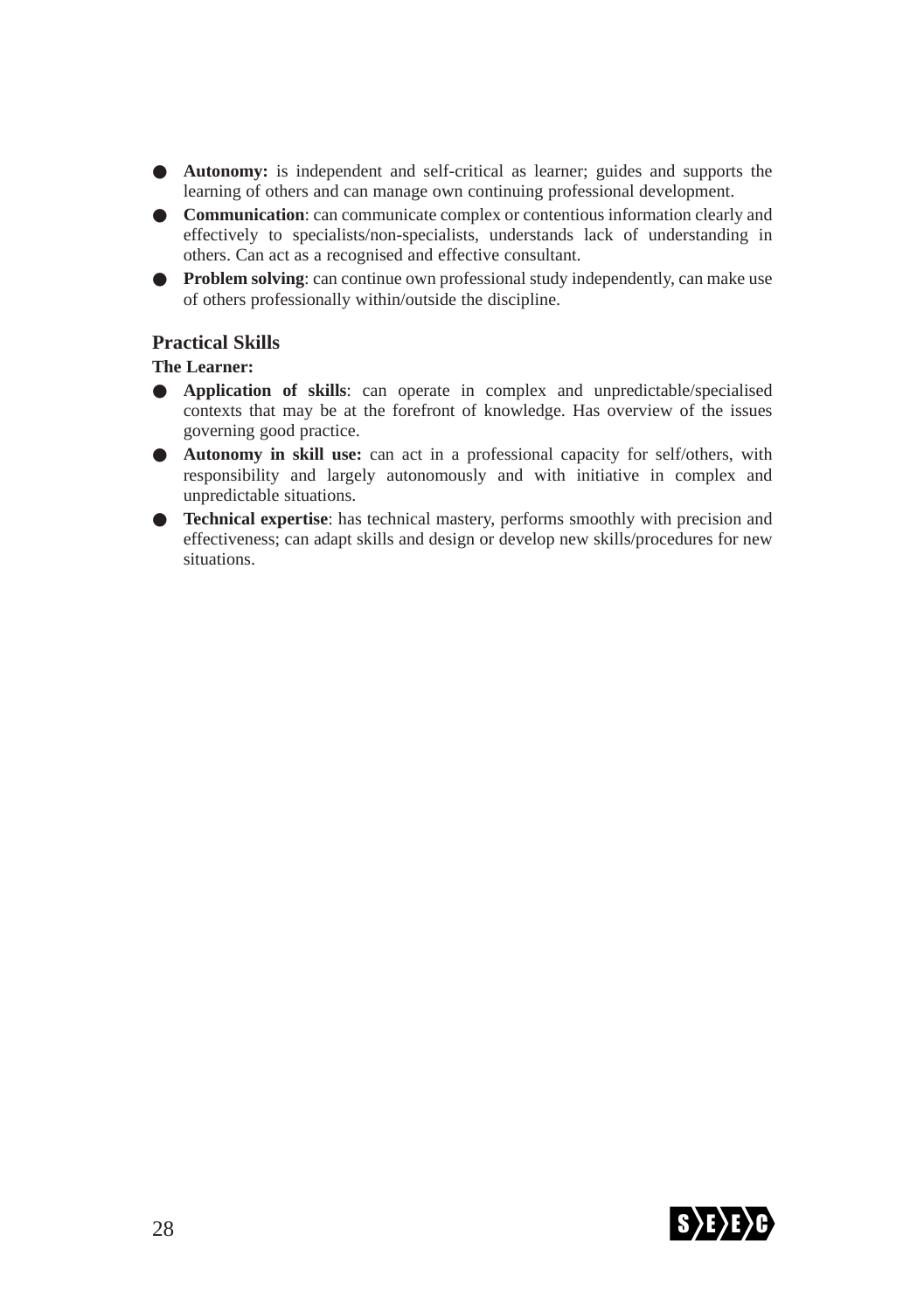- **Autonomy:** is independent and self-critical as learner; guides and supports the learning of others and can manage own continuing professional development.
- **Communication**: can communicate complex or contentious information clearly and effectively to specialists/non-specialists, understands lack of understanding in others. Can act as a recognised and effective consultant.
- **Problem solving**: can continue own professional study independently, can make use of others professionally within/outside the discipline.

## Practical Skills

**The Learner:**

- **Application of skills**: can operate in complex and unpredictable/specialised contexts that may be at the forefront of knowledge. Has overview of the issues governing good practice.
- **Autonomy in skill use:** can act in a professional capacity for self/others, with responsibility and largely autonomously and with initiative in complex and unpredictable situations.
- **Technical expertise**: has technical mastery, performs smoothly with precision and effectiveness; can adapt skills and design or develop new skills/procedures for new situations.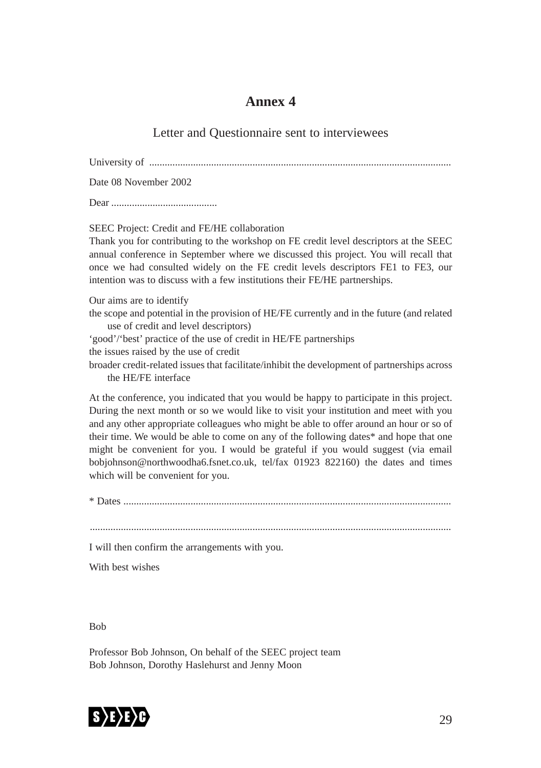# Annex 4

## Letter and Questionnaire sent to interviewees

University of ....................................................................................................................

Date 08 November 2002

Dear .........................................

SEEC Project: Credit and FE/HE collaboration

Thank you for contributing to the workshop on FE credit level descriptors at the SEEC annual conference in September where we discussed this project. You will recall that once we had consulted widely on the FE credit levels descriptors FE1 to FE3, our intention was to discuss with a few institutions their FE/HE partnerships.

Our aims are to identify

the scope and potential in the provision of HE/FE currently and in the future (and related use of credit and level descriptors)

'good'/'best' practice of the use of credit in HE/FE partnerships

the issues raised by the use of credit

broader credit-related issues that facilitate/inhibit the development of partnerships across the HE/FE interface

At the conference, you indicated that you would be happy to participate in this project. During the next month or so we would like to visit your institution and meet with you and any other appropriate colleagues who might be able to offer around an hour or so of their time. We would be able to come on any of the following dates* and hope that one might be convenient for you. I would be grateful if you would suggest (via email bobjohnson@northwoodha6.fsnet.co.uk, tel/fax 01923 822160) the dates and times which will be convenient for you.

* Dates .............................................................................................................................

.........................................................................................................................................

I will then confirm the arrangements with you.

With best wishes

Bob

Professor Bob Johnson, On behalf of the SEEC project team
Bob Johnson, Dorothy Haslehurst and Jenny Moon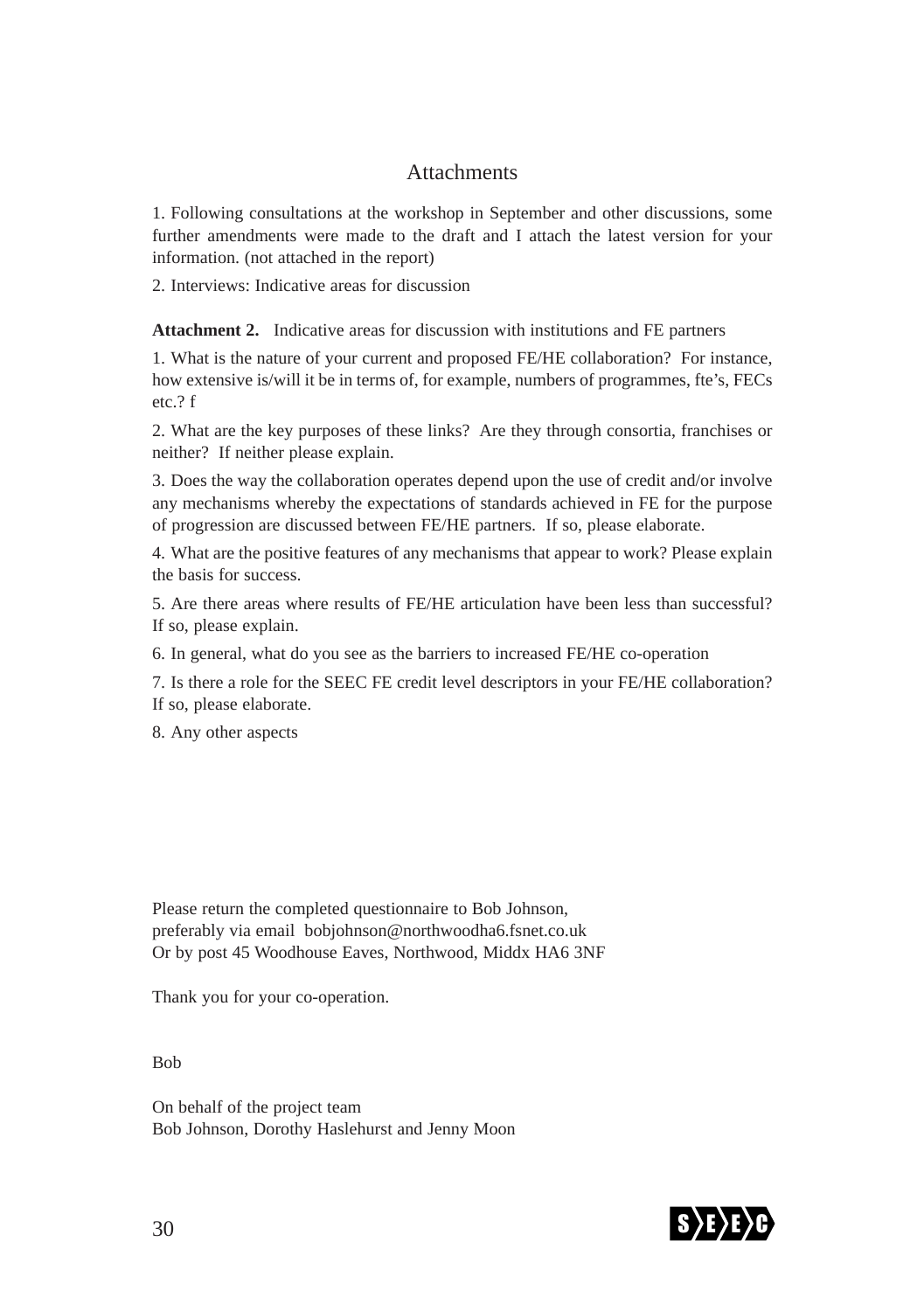## Attachments

1. Following consultations at the workshop in September and other discussions, some further amendments were made to the draft and I attach the latest version for your information. (not attached in the report)

2. Interviews: Indicative areas for discussion

**Attachment 2.** Indicative areas for discussion with institutions and FE partners

1. What is the nature of your current and proposed FE/HE collaboration? For instance, how extensive is/will it be in terms of, for example, numbers of programmes, fte's, FECs etc.? f

2. What are the key purposes of these links? Are they through consortia, franchises or neither? If neither please explain.

3. Does the way the collaboration operates depend upon the use of credit and/or involve any mechanisms whereby the expectations of standards achieved in FE for the purpose of progression are discussed between FE/HE partners. If so, please elaborate.

4. What are the positive features of any mechanisms that appear to work? Please explain the basis for success.

5. Are there areas where results of FE/HE articulation have been less than successful? If so, please explain.

6. In general, what do you see as the barriers to increased FE/HE co-operation

7. Is there a role for the SEEC FE credit level descriptors in your FE/HE collaboration? If so, please elaborate.

8. Any other aspects

Please return the completed questionnaire to Bob Johnson,
preferably via email bobjohnson@northwoodha6.fsnet.co.uk
Or by post 45 Woodhouse Eaves, Northwood, Middx HA6 3NF

Thank you for your co-operation.

Bob

On behalf of the project team
Bob Johnson, Dorothy Haslehurst and Jenny Moon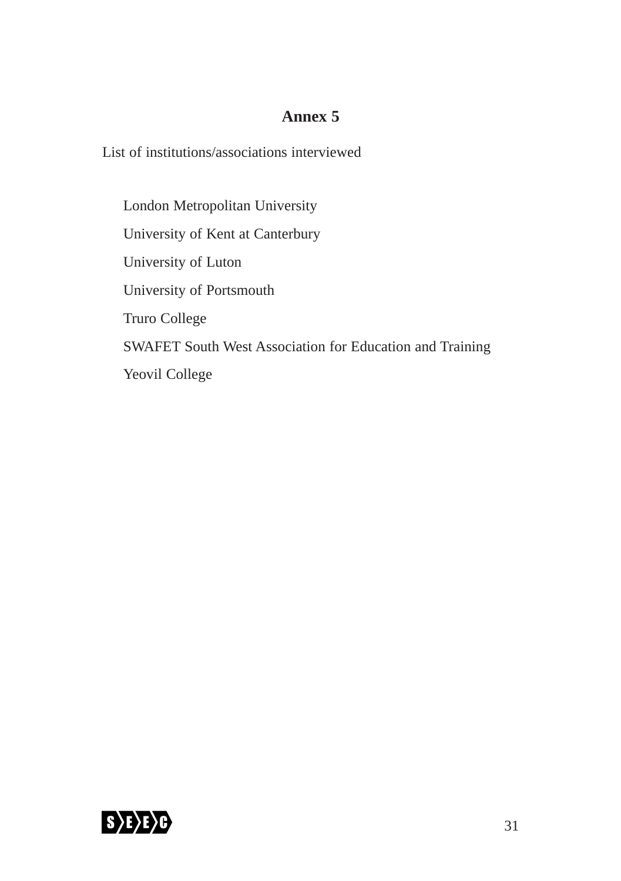# Annex 5

List of institutions/associations interviewed

London Metropolitan University

University of Kent at Canterbury

University of Luton

University of Portsmouth

Truro College

SWAFET South West Association for Education and Training

Yeovil College